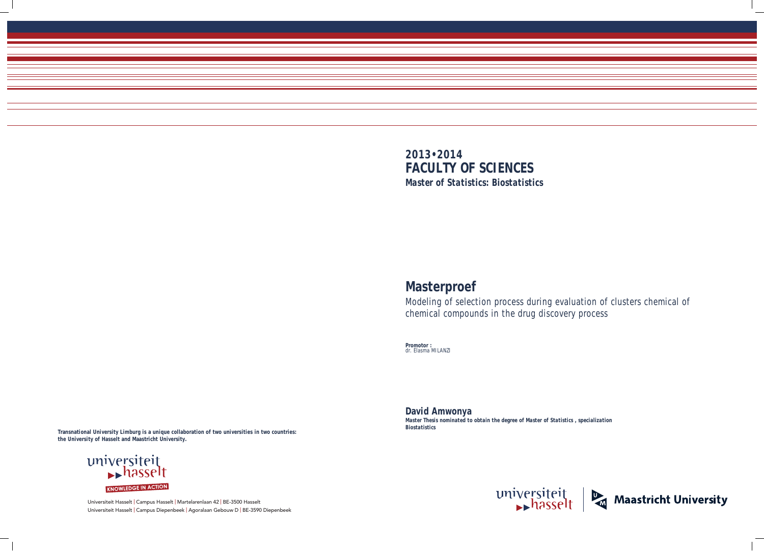**2013•2014**
**FACULTY OF SCIENCES**
***Master of Statistics: Biostatistics***

# Masterproef

Modeling of selection process during evaluation of clusters chemical of chemical compounds in the drug discovery process

**Promotor :**
dr. Elasma MILANZI

**David Amwonya**
***Master Thesis nominated to obtain the degree of Master of Statistics , specialization Biostatistics***

***Transnational University Limburg is a unique collaboration of two universities in two countries: the University of Hasselt and Maastricht University.***

universiteit hasselt
KNOWLEDGE IN ACTION

Universiteit Hasselt | Campus Hasselt | Martelarenlaan 42 | BE-3500 Hasselt
Universiteit Hasselt | Campus Diepenbeek | Agoralaan Gebouw D | BE-3590 Diepenbeek

universiteit hasselt | Maastricht University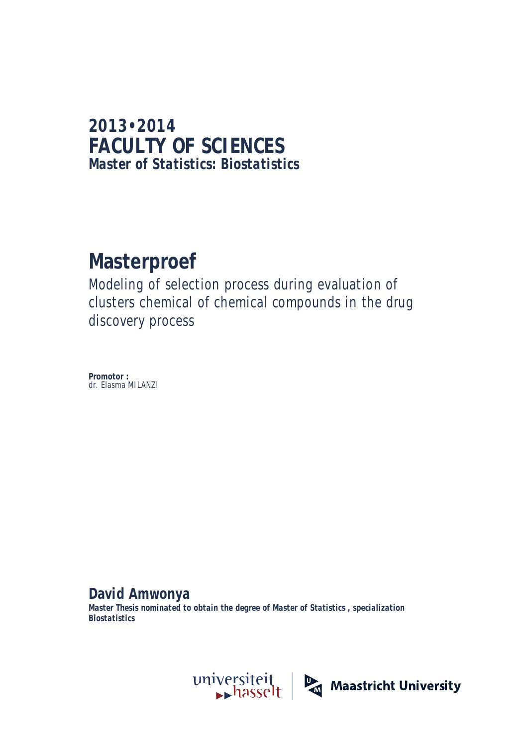**2013•2014**
# FACULTY OF SCIENCES
***Master of Statistics: Biostatistics***

# Masterproef

Modeling of selection process during evaluation of clusters chemical of chemical compounds in the drug discovery process

**Promotor :**
dr. Elasma MILANZI

## David Amwonya

***Master Thesis nominated to obtain the degree of Master of Statistics , specialization Biostatistics***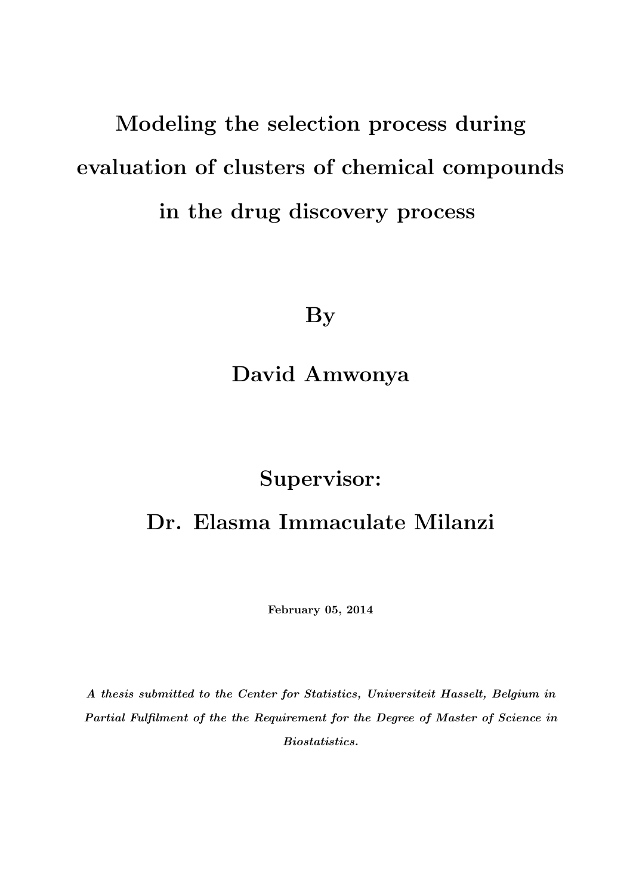# Modeling the selection process during evaluation of clusters of chemical compounds in the drug discovery process

**By**

**David Amwonya**

**Supervisor:**

**Dr. Elasma Immaculate Milanzi**

**February 05, 2014**

***A thesis submitted to the Center for Statistics, Universiteit Hasselt, Belgium in Partial Fulfilment of the the Requirement for the Degree of Master of Science in Biostatistics.***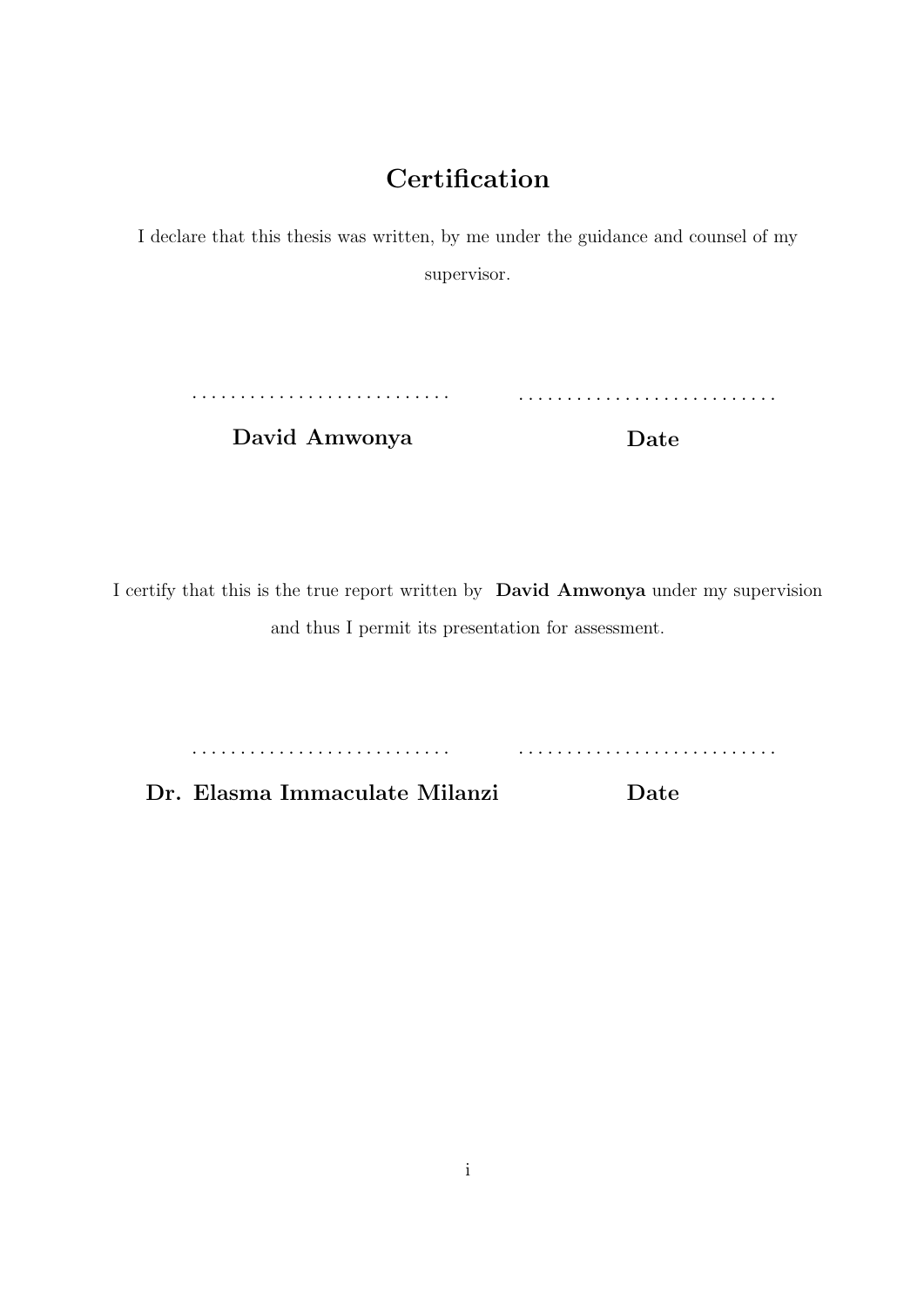# Certification

I declare that this thesis was written, by me under the guidance and counsel of my supervisor.

. . . . . . . . . . . . . . . . . . . . . . . . . . .          . . . . . . . . . . . . . . . . . . . . . . . . . . .

**David Amwonya**          **Date**

I certify that this is the true report written by **David Amwonya** under my supervision and thus I permit its presentation for assessment.

. . . . . . . . . . . . . . . . . . . . . . . . . . .          . . . . . . . . . . . . . . . . . . . . . . . . . . .

**Dr. Elasma Immaculate Milanzi**          **Date**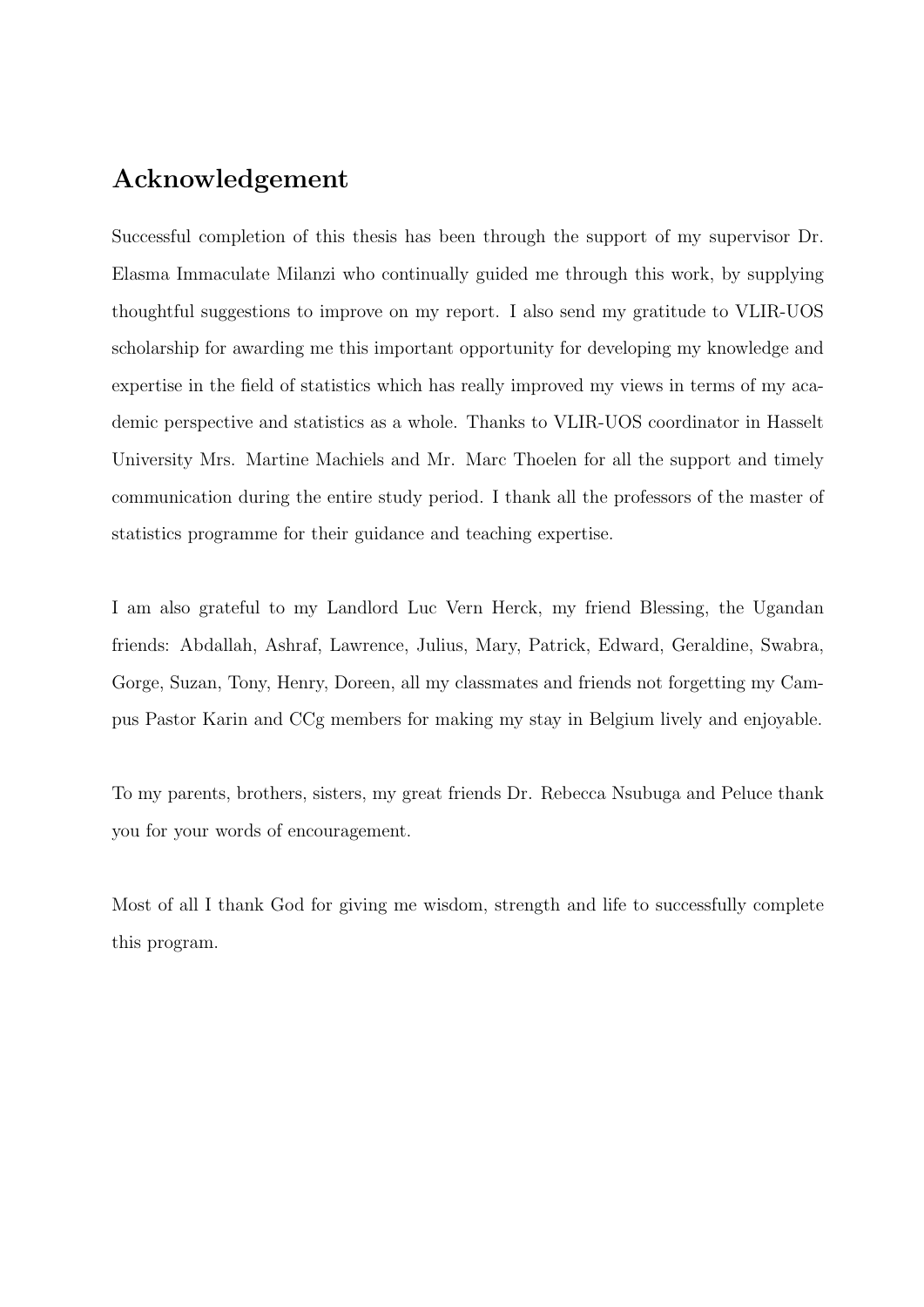## Acknowledgement

Successful completion of this thesis has been through the support of my supervisor Dr. Elasma Immaculate Milanzi who continually guided me through this work, by supplying thoughtful suggestions to improve on my report. I also send my gratitude to VLIR-UOS scholarship for awarding me this important opportunity for developing my knowledge and expertise in the field of statistics which has really improved my views in terms of my academic perspective and statistics as a whole. Thanks to VLIR-UOS coordinator in Hasselt University Mrs. Martine Machiels and Mr. Marc Thoelen for all the support and timely communication during the entire study period. I thank all the professors of the master of statistics programme for their guidance and teaching expertise.

I am also grateful to my Landlord Luc Vern Herck, my friend Blessing, the Ugandan friends: Abdallah, Ashraf, Lawrence, Julius, Mary, Patrick, Edward, Geraldine, Swabra, Gorge, Suzan, Tony, Henry, Doreen, all my classmates and friends not forgetting my Campus Pastor Karin and CCg members for making my stay in Belgium lively and enjoyable.

To my parents, brothers, sisters, my great friends Dr. Rebecca Nsubuga and Peluce thank you for your words of encouragement.

Most of all I thank God for giving me wisdom, strength and life to successfully complete this program.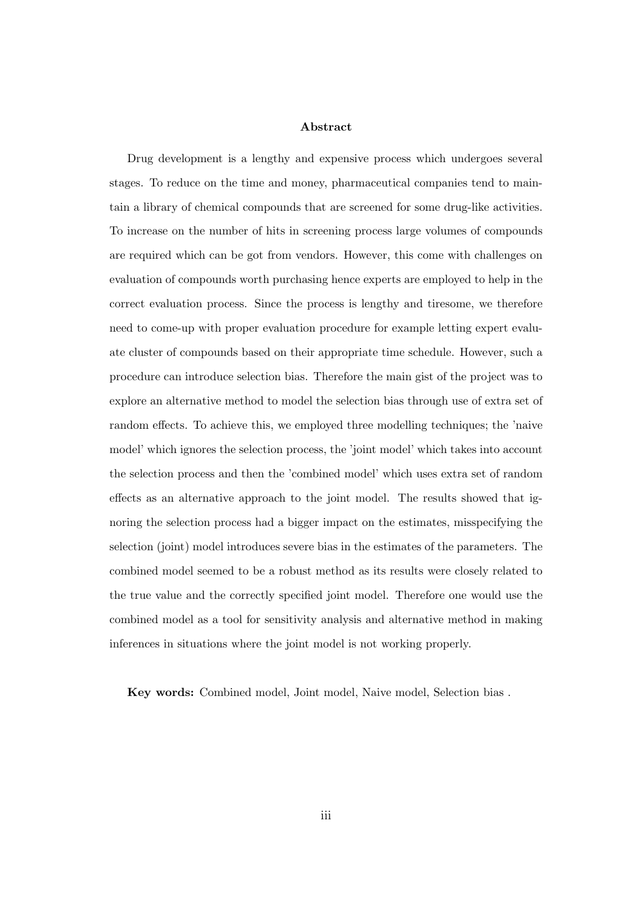# Abstract

Drug development is a lengthy and expensive process which undergoes several stages. To reduce on the time and money, pharmaceutical companies tend to maintain a library of chemical compounds that are screened for some drug-like activities. To increase on the number of hits in screening process large volumes of compounds are required which can be got from vendors. However, this come with challenges on evaluation of compounds worth purchasing hence experts are employed to help in the correct evaluation process. Since the process is lengthy and tiresome, we therefore need to come-up with proper evaluation procedure for example letting expert evaluate cluster of compounds based on their appropriate time schedule. However, such a procedure can introduce selection bias. Therefore the main gist of the project was to explore an alternative method to model the selection bias through use of extra set of random effects. To achieve this, we employed three modelling techniques; the 'naive model' which ignores the selection process, the 'joint model' which takes into account the selection process and then the 'combined model' which uses extra set of random effects as an alternative approach to the joint model. The results showed that ignoring the selection process had a bigger impact on the estimates, misspecifying the selection (joint) model introduces severe bias in the estimates of the parameters. The combined model seemed to be a robust method as its results were closely related to the true value and the correctly specified joint model. Therefore one would use the combined model as a tool for sensitivity analysis and alternative method in making inferences in situations where the joint model is not working properly.

**Key words:** Combined model, Joint model, Naive model, Selection bias .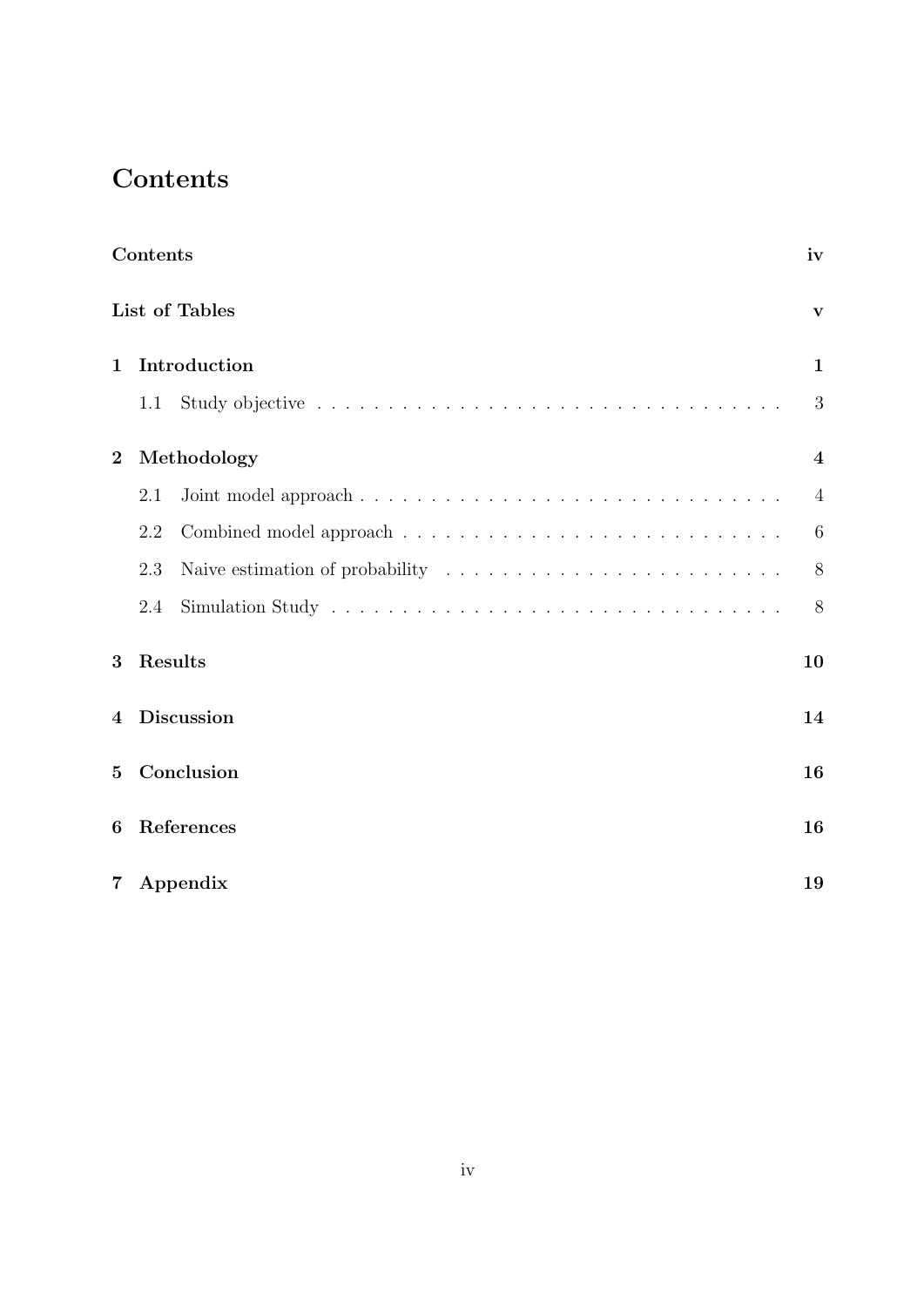# Contents

| | | |
|---|---|---|
| **Contents** | | **iv** |
| **List of Tables** | | **v** |
| **1** | **Introduction** | **1** |
| 1.1 | Study objective | 3 |
| **2** | **Methodology** | **4** |
| 2.1 | Joint model approach | 4 |
| 2.2 | Combined model approach | 6 |
| 2.3 | Naive estimation of probability | 8 |
| 2.4 | Simulation Study | 8 |
| **3** | **Results** | **10** |
| **4** | **Discussion** | **14** |
| **5** | **Conclusion** | **16** |
| **6** | **References** | **16** |
| **7** | **Appendix** | **19** |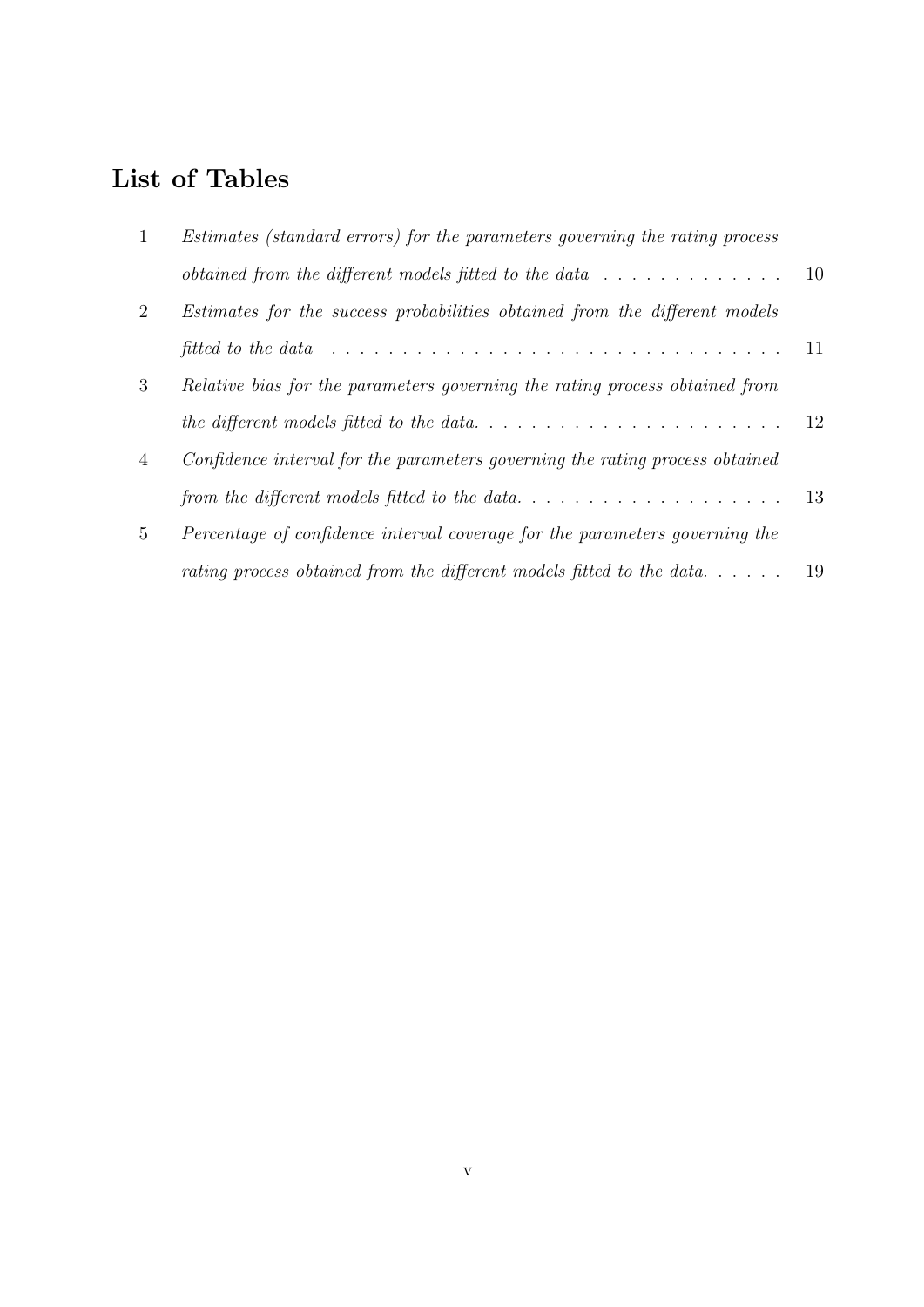# List of Tables

1. *Estimates (standard errors) for the parameters governing the rating process obtained from the different models fitted to the data* . . . . . . . . . . . . . 10
2. *Estimates for the success probabilities obtained from the different models fitted to the data* . . . . . . . . . . . . . . . . . . . . . . . . . . . . . . . . . 11
3. *Relative bias for the parameters governing the rating process obtained from the different models fitted to the data.* . . . . . . . . . . . . . . . . . . . . . . 12
4. *Confidence interval for the parameters governing the rating process obtained from the different models fitted to the data.* . . . . . . . . . . . . . . . . . . . 13
5. *Percentage of confidence interval coverage for the parameters governing the rating process obtained from the different models fitted to the data.* . . . . . . 19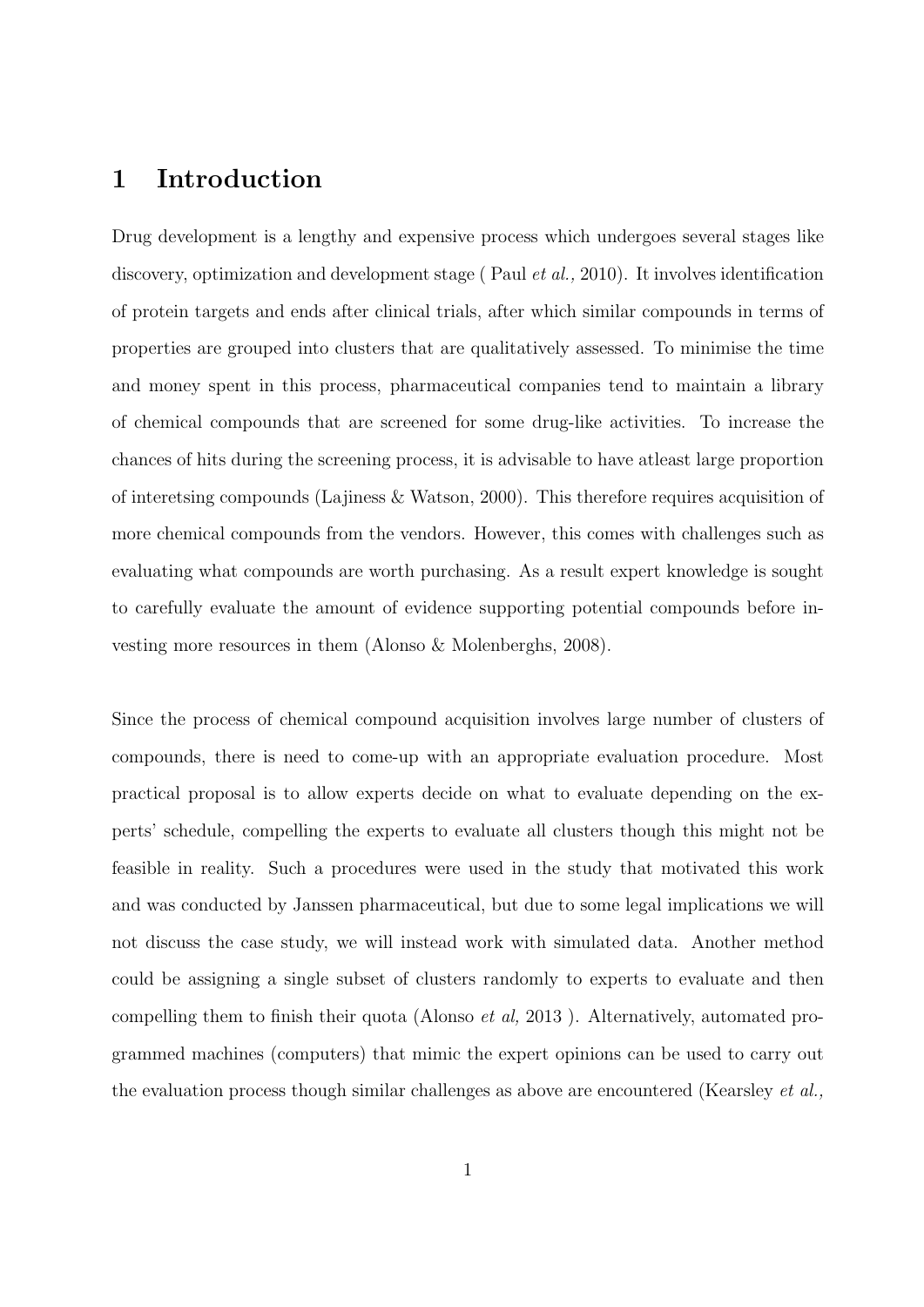# 1 Introduction

Drug development is a lengthy and expensive process which undergoes several stages like discovery, optimization and development stage ( Paul *et al.,* 2010). It involves identification of protein targets and ends after clinical trials, after which similar compounds in terms of properties are grouped into clusters that are qualitatively assessed. To minimise the time and money spent in this process, pharmaceutical companies tend to maintain a library of chemical compounds that are screened for some drug-like activities. To increase the chances of hits during the screening process, it is advisable to have atleast large proportion of interetsing compounds (Lajiness & Watson, 2000). This therefore requires acquisition of more chemical compounds from the vendors. However, this comes with challenges such as evaluating what compounds are worth purchasing. As a result expert knowledge is sought to carefully evaluate the amount of evidence supporting potential compounds before investing more resources in them (Alonso & Molenberghs, 2008).

Since the process of chemical compound acquisition involves large number of clusters of compounds, there is need to come-up with an appropriate evaluation procedure. Most practical proposal is to allow experts decide on what to evaluate depending on the experts' schedule, compelling the experts to evaluate all clusters though this might not be feasible in reality. Such a procedures were used in the study that motivated this work and was conducted by Janssen pharmaceutical, but due to some legal implications we will not discuss the case study, we will instead work with simulated data. Another method could be assigning a single subset of clusters randomly to experts to evaluate and then compelling them to finish their quota (Alonso *et al,* 2013 ). Alternatively, automated programmed machines (computers) that mimic the expert opinions can be used to carry out the evaluation process though similar challenges as above are encountered (Kearsley *et al.,*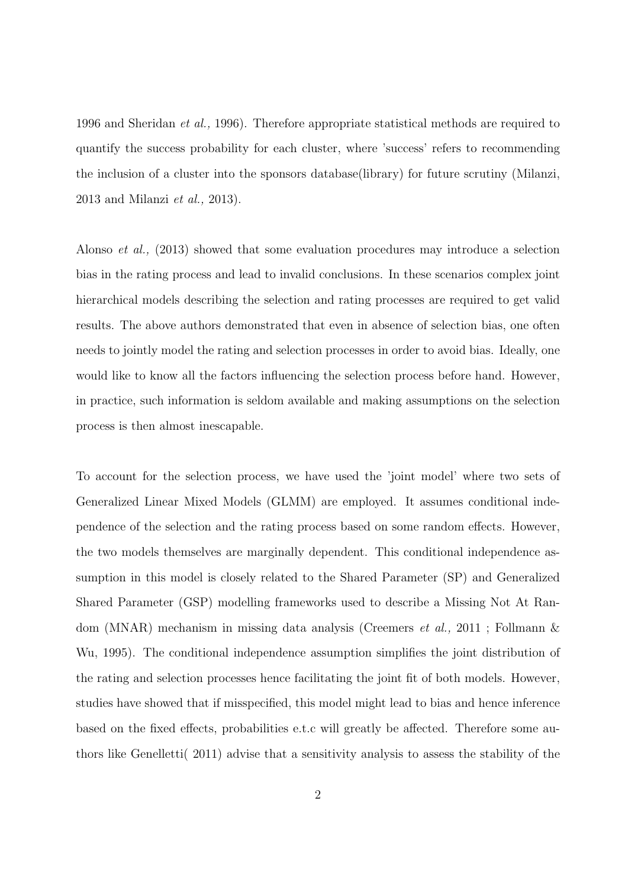1996 and Sheridan *et al.,* 1996). Therefore appropriate statistical methods are required to quantify the success probability for each cluster, where 'success' refers to recommending the inclusion of a cluster into the sponsors database(library) for future scrutiny (Milanzi, 2013 and Milanzi *et al.,* 2013).

Alonso *et al.,* (2013) showed that some evaluation procedures may introduce a selection bias in the rating process and lead to invalid conclusions. In these scenarios complex joint hierarchical models describing the selection and rating processes are required to get valid results. The above authors demonstrated that even in absence of selection bias, one often needs to jointly model the rating and selection processes in order to avoid bias. Ideally, one would like to know all the factors influencing the selection process before hand. However, in practice, such information is seldom available and making assumptions on the selection process is then almost inescapable.

To account for the selection process, we have used the 'joint model' where two sets of Generalized Linear Mixed Models (GLMM) are employed. It assumes conditional independence of the selection and the rating process based on some random effects. However, the two models themselves are marginally dependent. This conditional independence assumption in this model is closely related to the Shared Parameter (SP) and Generalized Shared Parameter (GSP) modelling frameworks used to describe a Missing Not At Random (MNAR) mechanism in missing data analysis (Creemers *et al.,* 2011 ; Follmann & Wu, 1995). The conditional independence assumption simplifies the joint distribution of the rating and selection processes hence facilitating the joint fit of both models. However, studies have showed that if misspecified, this model might lead to bias and hence inference based on the fixed effects, probabilities e.t.c will greatly be affected. Therefore some authors like Genelletti( 2011) advise that a sensitivity analysis to assess the stability of the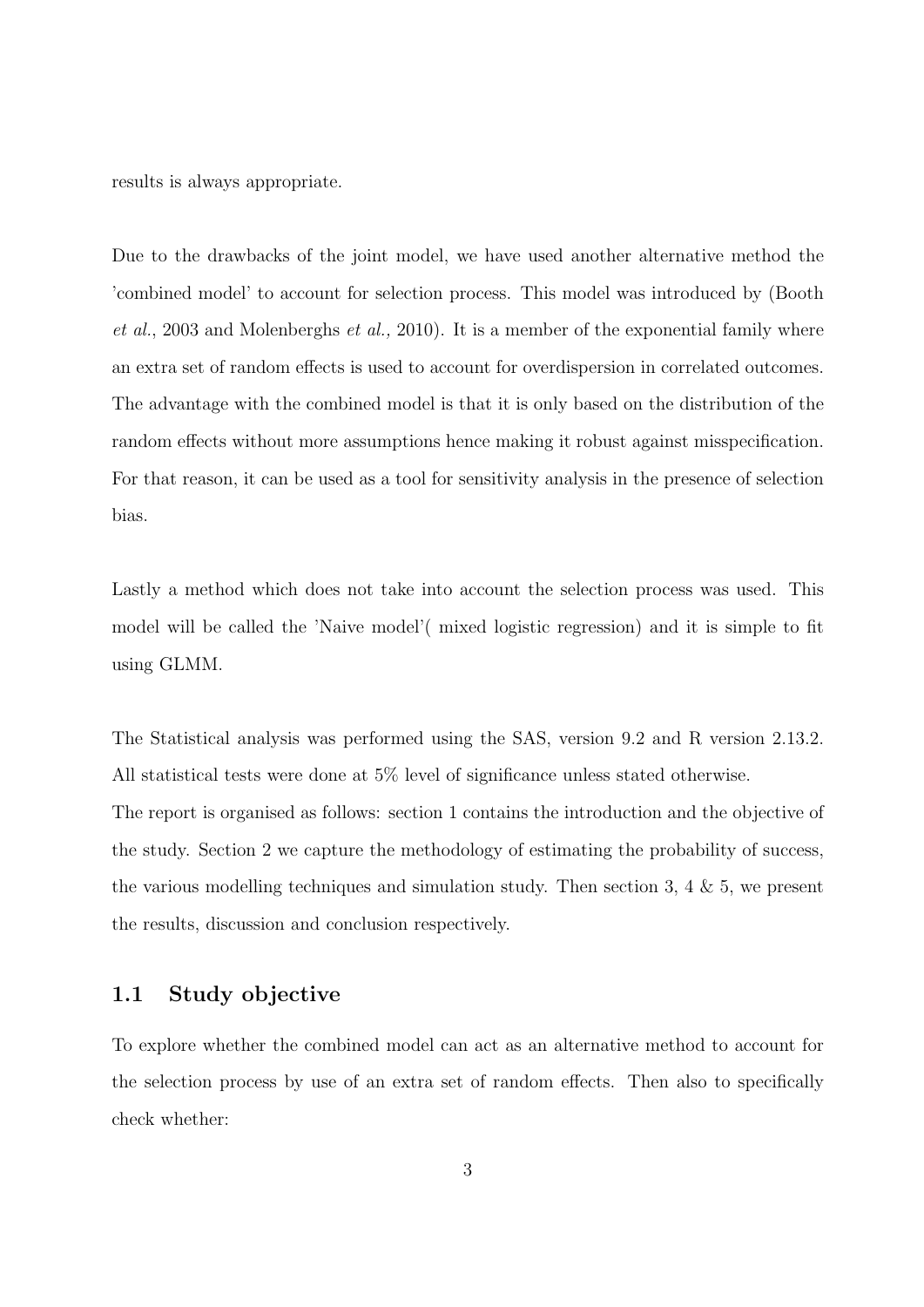results is always appropriate.

Due to the drawbacks of the joint model, we have used another alternative method the 'combined model' to account for selection process. This model was introduced by (Booth *et al.*, 2003 and Molenberghs *et al.,* 2010). It is a member of the exponential family where an extra set of random effects is used to account for overdispersion in correlated outcomes. The advantage with the combined model is that it is only based on the distribution of the random effects without more assumptions hence making it robust against misspecification. For that reason, it can be used as a tool for sensitivity analysis in the presence of selection bias.

Lastly a method which does not take into account the selection process was used. This model will be called the 'Naive model'( mixed logistic regression) and it is simple to fit using GLMM.

The Statistical analysis was performed using the SAS, version 9.2 and R version 2.13.2. All statistical tests were done at 5% level of significance unless stated otherwise.
The report is organised as follows: section 1 contains the introduction and the objective of the study. Section 2 we capture the methodology of estimating the probability of success, the various modelling techniques and simulation study. Then section 3, 4 & 5, we present the results, discussion and conclusion respectively.

## 1.1 Study objective

To explore whether the combined model can act as an alternative method to account for the selection process by use of an extra set of random effects. Then also to specifically check whether: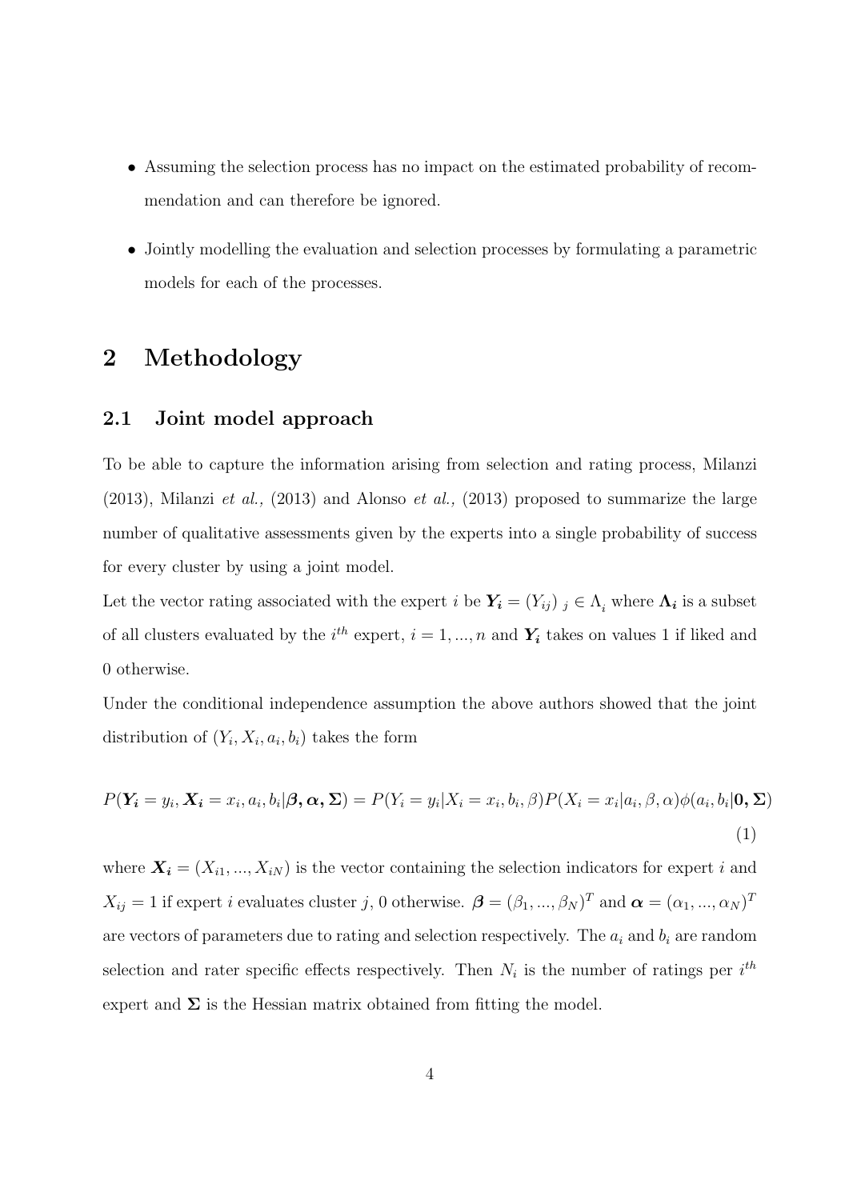- Assuming the selection process has no impact on the estimated probability of recommendation and can therefore be ignored.
- Jointly modelling the evaluation and selection processes by formulating a parametric models for each of the processes.

# 2 Methodology

## 2.1 Joint model approach

To be able to capture the information arising from selection and rating process, Milanzi (2013), Milanzi *et al.,* (2013) and Alonso *et al.,* (2013) proposed to summarize the large number of qualitative assessments given by the experts into a single probability of success for every cluster by using a joint model.

Let the vector rating associated with the expert $i$ be $\boldsymbol{Y_i} = (Y_{ij})\ _j \in \Lambda_i$ where $\boldsymbol{\Lambda_i}$ is a subset of all clusters evaluated by the $i^{th}$ expert, $i = 1, ..., n$ and $\boldsymbol{Y_i}$ takes on values 1 if liked and 0 otherwise.

Under the conditional independence assumption the above authors showed that the joint distribution of $(Y_i, X_i, a_i, b_i)$ takes the form

$$P(\boldsymbol{Y_i} = y_i, \boldsymbol{X_i} = x_i, a_i, b_i | \boldsymbol{\beta}, \boldsymbol{\alpha}, \boldsymbol{\Sigma}) = P(Y_i = y_i | X_i = x_i, b_i, \beta) P(X_i = x_i | a_i, \beta, \alpha) \phi(a_i, b_i | \boldsymbol{0}, \boldsymbol{\Sigma}) \tag{1}$$

where $\boldsymbol{X_i} = (X_{i1}, ..., X_{iN})$ is the vector containing the selection indicators for expert $i$ and $X_{ij} = 1$ if expert $i$ evaluates cluster $j$, 0 otherwise. $\boldsymbol{\beta} = (\beta_1, ..., \beta_N)^T$ and $\boldsymbol{\alpha} = (\alpha_1, ..., \alpha_N)^T$ are vectors of parameters due to rating and selection respectively. The $a_i$ and $b_i$ are random selection and rater specific effects respectively. Then $N_i$ is the number of ratings per $i^{th}$ expert and $\boldsymbol{\Sigma}$ is the Hessian matrix obtained from fitting the model.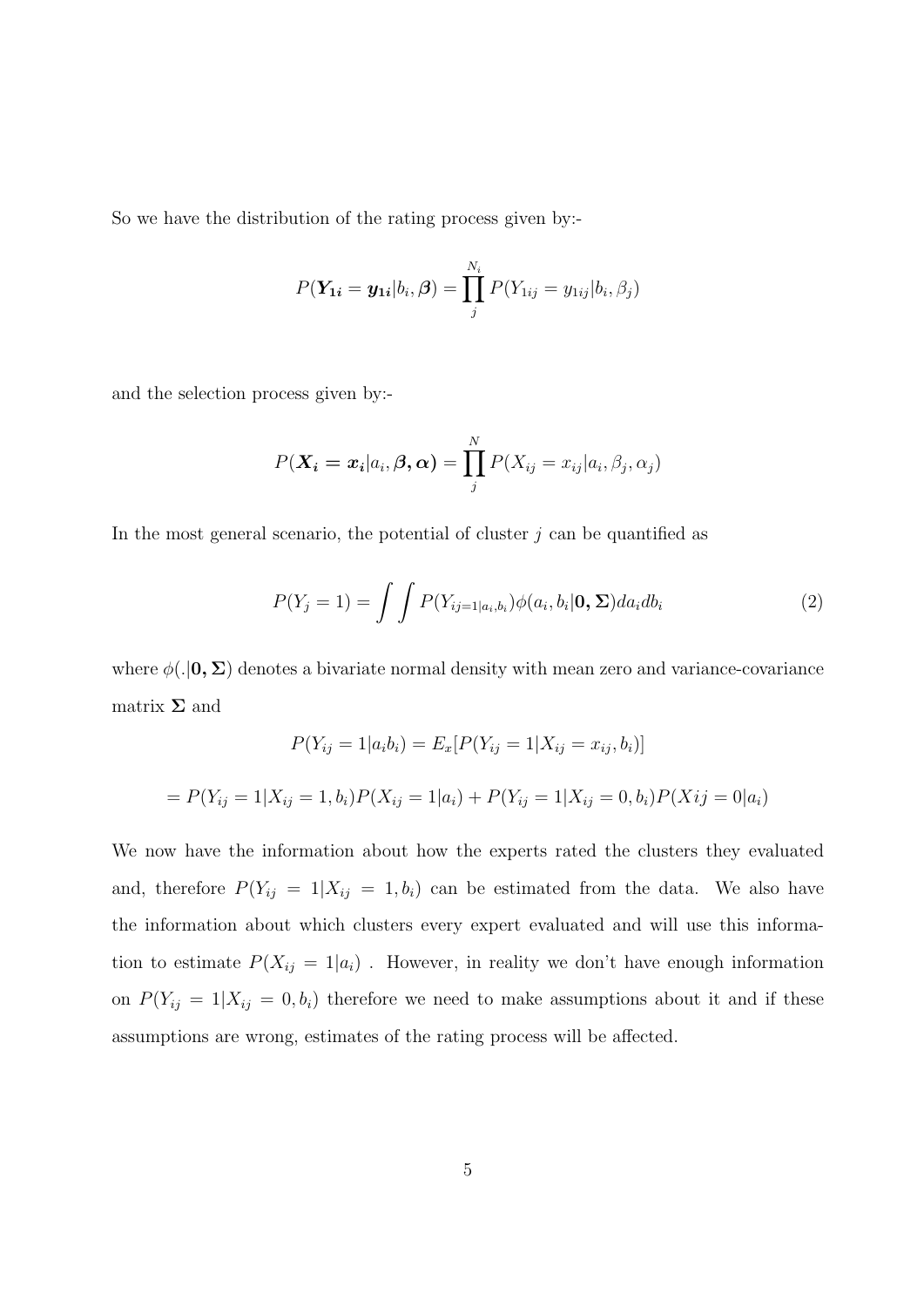So we have the distribution of the rating process given by:-

$$P(\boldsymbol{Y_{1i}} = \boldsymbol{y_{1i}}|b_i, \boldsymbol{\beta}) = \prod_{j}^{N_i} P(Y_{1ij} = y_{1ij}|b_i, \beta_j)$$

and the selection process given by:-

$$P(\boldsymbol{X_i} = \boldsymbol{x_i}|a_i, \boldsymbol{\beta}, \boldsymbol{\alpha}) = \prod_{j}^{N} P(X_{ij} = x_{ij}|a_i, \beta_j, \alpha_j)$$

In the most general scenario, the potential of cluster $j$ can be quantified as

$$P(Y_j = 1) = \int\int P(Y_{ij=1|a_i,b_i})\phi(a_i, b_i|\mathbf{0}, \mathbf{\Sigma})da_i db_i \tag{2}$$

where $\phi(.|\mathbf{0}, \mathbf{\Sigma})$ denotes a bivariate normal density with mean zero and variance-covariance matrix $\mathbf{\Sigma}$ and

$$P(Y_{ij} = 1|a_i b_i) = E_x[P(Y_{ij} = 1|X_{ij} = x_{ij}, b_i)]$$

$$= P(Y_{ij} = 1|X_{ij} = 1, b_i)P(X_{ij} = 1|a_i) + P(Y_{ij} = 1|X_{ij} = 0, b_i)P(Xij = 0|a_i)$$

We now have the information about how the experts rated the clusters they evaluated and, therefore $P(Y_{ij} = 1|X_{ij} = 1, b_i)$ can be estimated from the data. We also have the information about which clusters every expert evaluated and will use this information to estimate $P(X_{ij} = 1|a_i)$ . However, in reality we don't have enough information on $P(Y_{ij} = 1|X_{ij} = 0, b_i)$ therefore we need to make assumptions about it and if these assumptions are wrong, estimates of the rating process will be affected.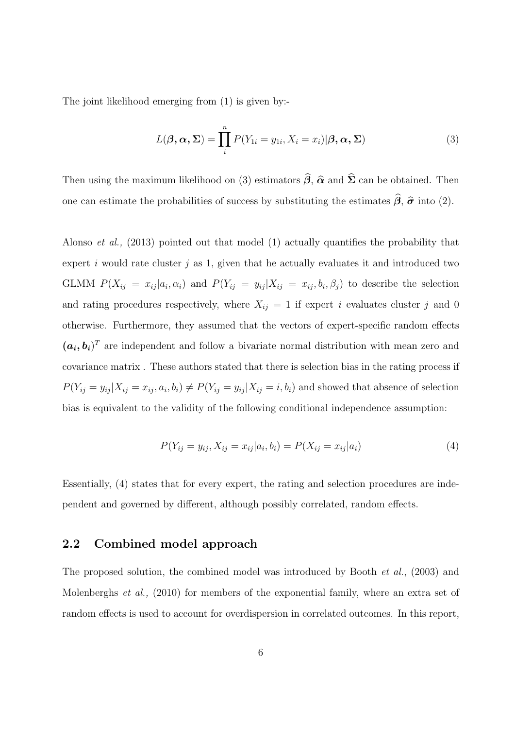The joint likelihood emerging from (1) is given by:-

$$L(\boldsymbol{\beta}, \boldsymbol{\alpha}, \boldsymbol{\Sigma}) = \prod_{i}^{n} P(Y_{1i} = y_{1i}, X_i = x_i)|\boldsymbol{\beta}, \boldsymbol{\alpha}, \boldsymbol{\Sigma}) \tag{3}$$

Then using the maximum likelihood on (3) estimators $\widehat{\boldsymbol{\beta}}$, $\widehat{\boldsymbol{\alpha}}$ and $\widehat{\boldsymbol{\Sigma}}$ can be obtained. Then one can estimate the probabilities of success by substituting the estimates $\widehat{\boldsymbol{\beta}}$, $\widehat{\boldsymbol{\sigma}}$ into (2).

Alonso *et al.,* (2013) pointed out that model (1) actually quantifies the probability that expert $i$ would rate cluster $j$ as 1, given that he actually evaluates it and introduced two GLMM $P(X_{ij} = x_{ij}|a_i, \alpha_i)$ and $P(Y_{ij} = y_{ij}|X_{ij} = x_{ij}, b_i, \beta_j)$ to describe the selection and rating procedures respectively, where $X_{ij} = 1$ if expert $i$ evaluates cluster $j$ and 0 otherwise. Furthermore, they assumed that the vectors of expert-specific random effects $(\boldsymbol{a_i}, \boldsymbol{b_i})^T$ are independent and follow a bivariate normal distribution with mean zero and covariance matrix . These authors stated that there is selection bias in the rating process if $P(Y_{ij} = y_{ij}|X_{ij} = x_{ij}, a_i, b_i) \neq P(Y_{ij} = y_{ij}|X_{ij} = i, b_i)$ and showed that absence of selection bias is equivalent to the validity of the following conditional independence assumption:

$$P(Y_{ij} = y_{ij}, X_{ij} = x_{ij}|a_i, b_i) = P(X_{ij} = x_{ij}|a_i) \tag{4}$$

Essentially, (4) states that for every expert, the rating and selection procedures are independent and governed by different, although possibly correlated, random effects.

## 2.2 Combined model approach

The proposed solution, the combined model was introduced by Booth *et al.*, (2003) and Molenberghs *et al.,* (2010) for members of the exponential family, where an extra set of random effects is used to account for overdispersion in correlated outcomes. In this report,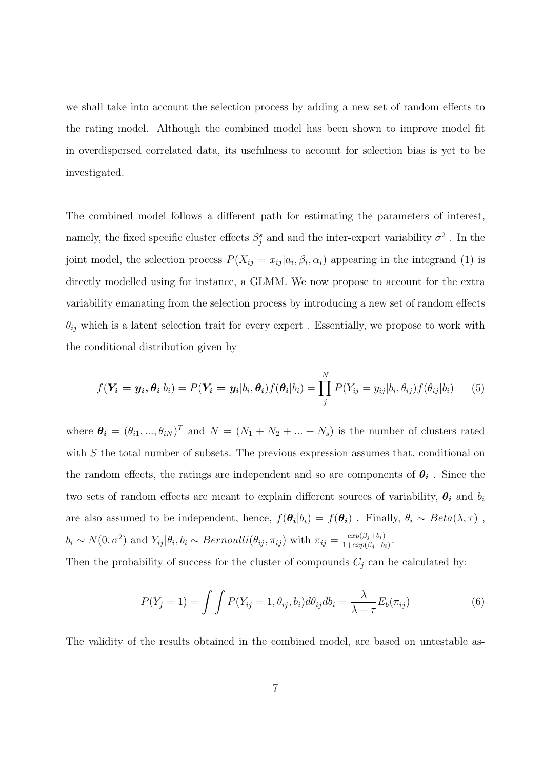we shall take into account the selection process by adding a new set of random effects to the rating model. Although the combined model has been shown to improve model fit in overdispersed correlated data, its usefulness to account for selection bias is yet to be investigated.

The combined model follows a different path for estimating the parameters of interest, namely, the fixed specific cluster effects $\beta_j^s$ and and the inter-expert variability $\sigma^2$ . In the joint model, the selection process $P(X_{ij} = x_{ij}|a_i, \beta_i, \alpha_i)$ appearing in the integrand (1) is directly modelled using for instance, a GLMM. We now propose to account for the extra variability emanating from the selection process by introducing a new set of random effects $\theta_{ij}$ which is a latent selection trait for every expert . Essentially, we propose to work with the conditional distribution given by

$$f(\boldsymbol{Y_i = y_i, \theta_i}|b_i) = P(\boldsymbol{Y_i = y_i}|b_i, \boldsymbol{\theta_i})f(\boldsymbol{\theta_i}|b_i) = \prod_j^N P(Y_{ij} = y_{ij}|b_i, \theta_{ij})f(\theta_{ij}|b_i) \quad (5)$$

where $\boldsymbol{\theta_i} = (\theta_{i1}, ..., \theta_{iN})^T$ and $N = (N_1 + N_2 + ... + N_s)$ is the number of clusters rated with $S$ the total number of subsets. The previous expression assumes that, conditional on the random effects, the ratings are independent and so are components of $\boldsymbol{\theta_i}$ . Since the two sets of random effects are meant to explain different sources of variability, $\boldsymbol{\theta_i}$ and $b_i$ are also assumed to be independent, hence, $f(\boldsymbol{\theta_i}|b_i) = f(\boldsymbol{\theta_i})$ . Finally, $\theta_i \sim Beta(\lambda, \tau)$ , $b_i \sim N(0, \sigma^2)$ and $Y_{ij}|\theta_i, b_i \sim Bernoulli(\theta_{ij}, \pi_{ij})$ with $\pi_{ij} = \frac{exp(\beta_j + b_i)}{1+exp(\beta_j+b_i)}$.

Then the probability of success for the cluster of compounds $C_j$ can be calculated by:

$$P(Y_j = 1) = \int\int P(Y_{ij} = 1, \theta_{ij}, b_i)d\theta_{ij}db_i = \frac{\lambda}{\lambda + \tau}E_b(\pi_{ij}) \quad (6)$$

The validity of the results obtained in the combined model, are based on untestable as-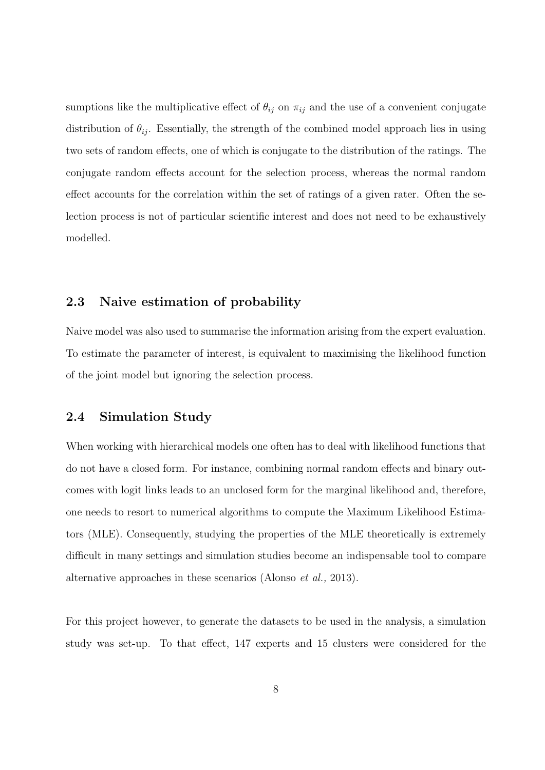sumptions like the multiplicative effect of $\theta_{ij}$ on $\pi_{ij}$ and the use of a convenient conjugate distribution of $\theta_{ij}$. Essentially, the strength of the combined model approach lies in using two sets of random effects, one of which is conjugate to the distribution of the ratings. The conjugate random effects account for the selection process, whereas the normal random effect accounts for the correlation within the set of ratings of a given rater. Often the selection process is not of particular scientific interest and does not need to be exhaustively modelled.

## 2.3 Naive estimation of probability

Naive model was also used to summarise the information arising from the expert evaluation. To estimate the parameter of interest, is equivalent to maximising the likelihood function of the joint model but ignoring the selection process.

## 2.4 Simulation Study

When working with hierarchical models one often has to deal with likelihood functions that do not have a closed form. For instance, combining normal random effects and binary outcomes with logit links leads to an unclosed form for the marginal likelihood and, therefore, one needs to resort to numerical algorithms to compute the Maximum Likelihood Estimators (MLE). Consequently, studying the properties of the MLE theoretically is extremely difficult in many settings and simulation studies become an indispensable tool to compare alternative approaches in these scenarios (Alonso *et al.,* 2013).

For this project however, to generate the datasets to be used in the analysis, a simulation study was set-up. To that effect, 147 experts and 15 clusters were considered for the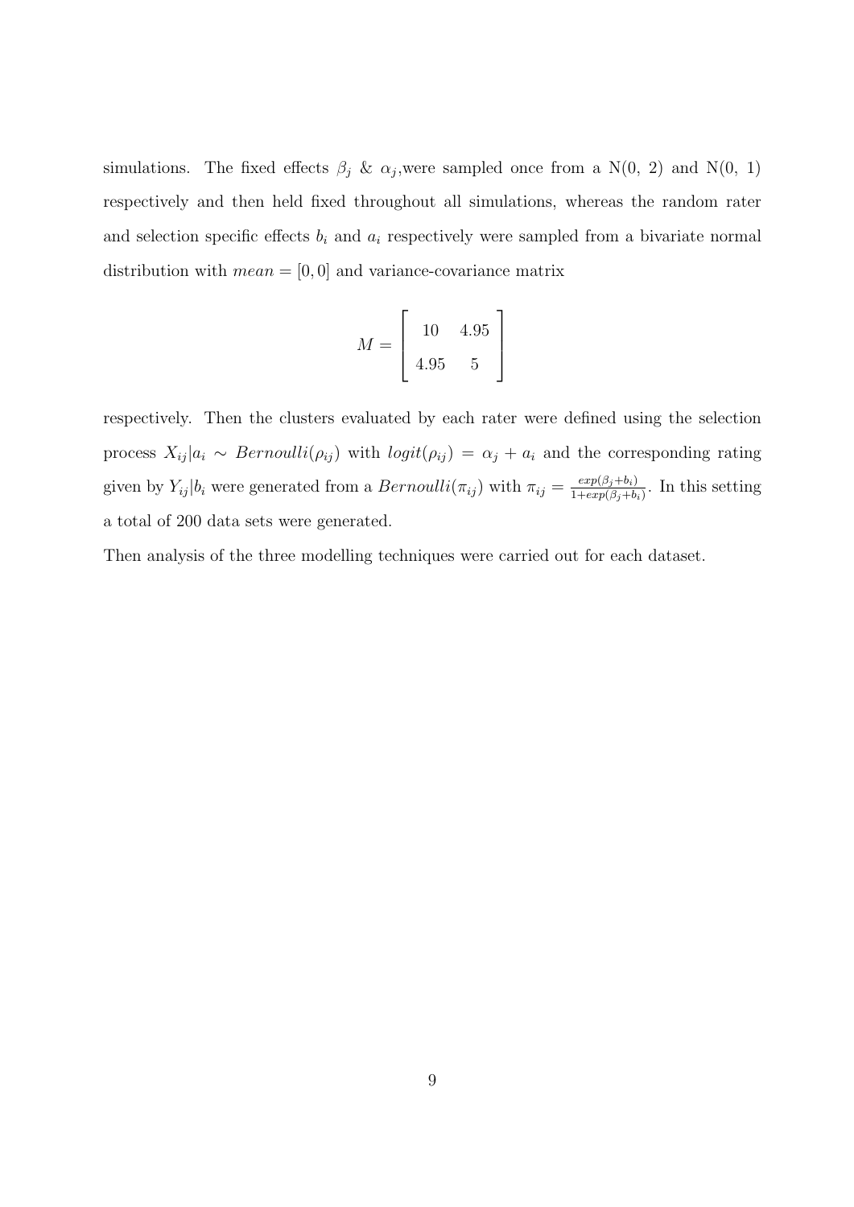simulations. The fixed effects $\beta_j$ & $\alpha_j$,were sampled once from a N(0, 2) and N(0, 1) respectively and then held fixed throughout all simulations, whereas the random rater and selection specific effects $b_i$ and $a_i$ respectively were sampled from a bivariate normal distribution with $mean = [0, 0]$ and variance-covariance matrix

$$M = \begin{bmatrix} 10 & 4.95 \\ 4.95 & 5 \end{bmatrix}$$

respectively. Then the clusters evaluated by each rater were defined using the selection process $X_{ij}|a_i \sim Bernoulli(\rho_{ij})$ with $logit(\rho_{ij}) = \alpha_j + a_i$ and the corresponding rating given by $Y_{ij}|b_i$ were generated from a $Bernoulli(\pi_{ij})$ with $\pi_{ij} = \frac{exp(\beta_j + b_i)}{1+exp(\beta_j + b_i)}$. In this setting a total of 200 data sets were generated.

Then analysis of the three modelling techniques were carried out for each dataset.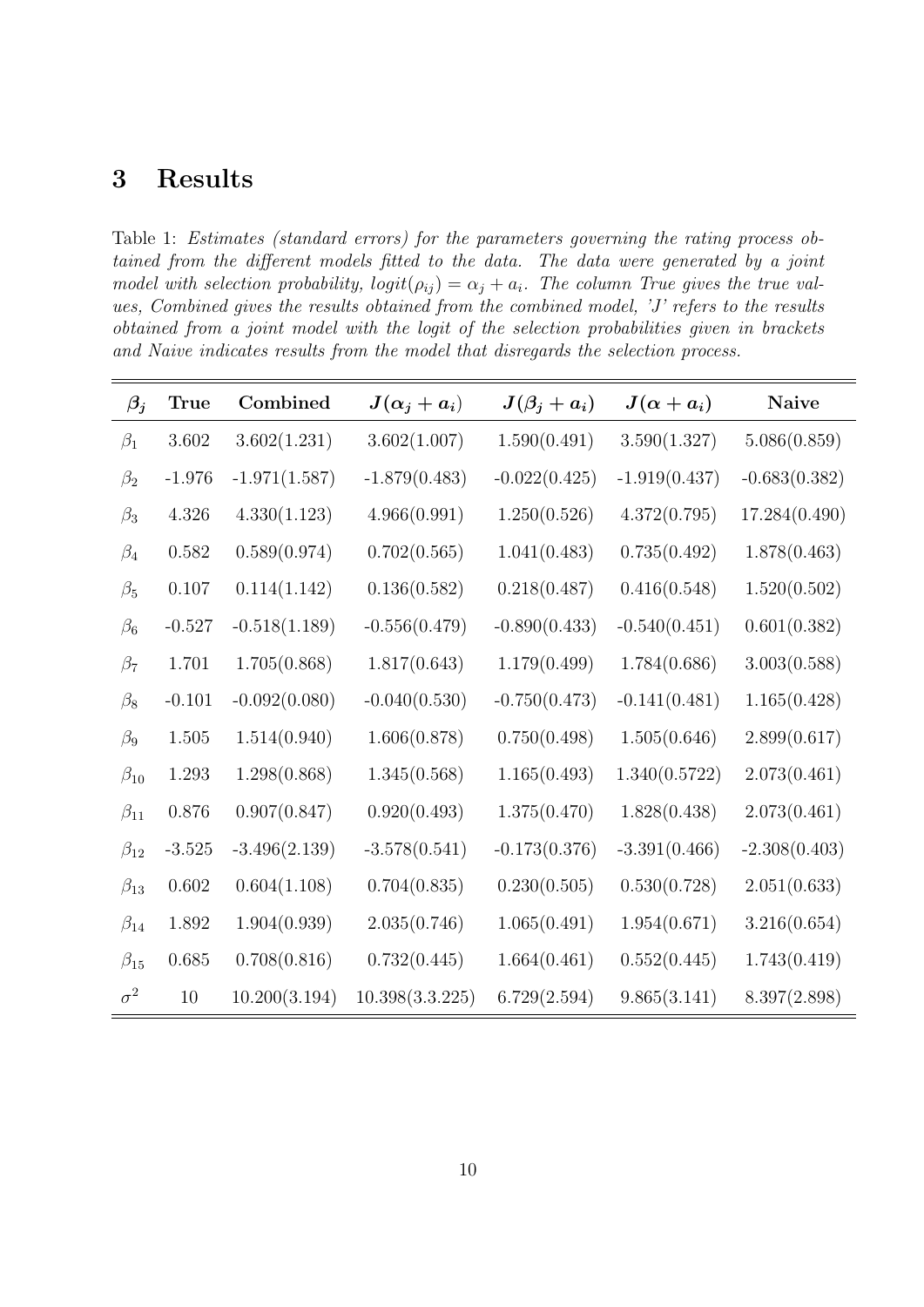## 3 Results

Table 1: *Estimates (standard errors) for the parameters governing the rating process obtained from the different models fitted to the data. The data were generated by a joint model with selection probability, $logit(\rho_{ij}) = \alpha_j + a_i$. The column True gives the true values, Combined gives the results obtained from the combined model, 'J' refers to the results obtained from a joint model with the logit of the selection probabilities given in brackets and Naive indicates results from the model that disregards the selection process.*

| $\beta_j$ | **True** | **Combined** | $J(\alpha_j + a_i)$ | $J(\beta_j + a_i)$ | $J(\alpha + a_i)$ | **Naive** |
|---|---|---|---|---|---|---|
| $\beta_1$ | 3.602 | 3.602(1.231) | 3.602(1.007) | 1.590(0.491) | 3.590(1.327) | 5.086(0.859) |
| $\beta_2$ | -1.976 | -1.971(1.587) | -1.879(0.483) | -0.022(0.425) | -1.919(0.437) | -0.683(0.382) |
| $\beta_3$ | 4.326 | 4.330(1.123) | 4.966(0.991) | 1.250(0.526) | 4.372(0.795) | 17.284(0.490) |
| $\beta_4$ | 0.582 | 0.589(0.974) | 0.702(0.565) | 1.041(0.483) | 0.735(0.492) | 1.878(0.463) |
| $\beta_5$ | 0.107 | 0.114(1.142) | 0.136(0.582) | 0.218(0.487) | 0.416(0.548) | 1.520(0.502) |
| $\beta_6$ | -0.527 | -0.518(1.189) | -0.556(0.479) | -0.890(0.433) | -0.540(0.451) | 0.601(0.382) |
| $\beta_7$ | 1.701 | 1.705(0.868) | 1.817(0.643) | 1.179(0.499) | 1.784(0.686) | 3.003(0.588) |
| $\beta_8$ | -0.101 | -0.092(0.080) | -0.040(0.530) | -0.750(0.473) | -0.141(0.481) | 1.165(0.428) |
| $\beta_9$ | 1.505 | 1.514(0.940) | 1.606(0.878) | 0.750(0.498) | 1.505(0.646) | 2.899(0.617) |
| $\beta_{10}$ | 1.293 | 1.298(0.868) | 1.345(0.568) | 1.165(0.493) | 1.340(0.5722) | 2.073(0.461) |
| $\beta_{11}$ | 0.876 | 0.907(0.847) | 0.920(0.493) | 1.375(0.470) | 1.828(0.438) | 2.073(0.461) |
| $\beta_{12}$ | -3.525 | -3.496(2.139) | -3.578(0.541) | -0.173(0.376) | -3.391(0.466) | -2.308(0.403) |
| $\beta_{13}$ | 0.602 | 0.604(1.108) | 0.704(0.835) | 0.230(0.505) | 0.530(0.728) | 2.051(0.633) |
| $\beta_{14}$ | 1.892 | 1.904(0.939) | 2.035(0.746) | 1.065(0.491) | 1.954(0.671) | 3.216(0.654) |
| $\beta_{15}$ | 0.685 | 0.708(0.816) | 0.732(0.445) | 1.664(0.461) | 0.552(0.445) | 1.743(0.419) |
| $\sigma^2$ | 10 | 10.200(3.194) | 10.398(3.3.225) | 6.729(2.594) | 9.865(3.141) | 8.397(2.898) |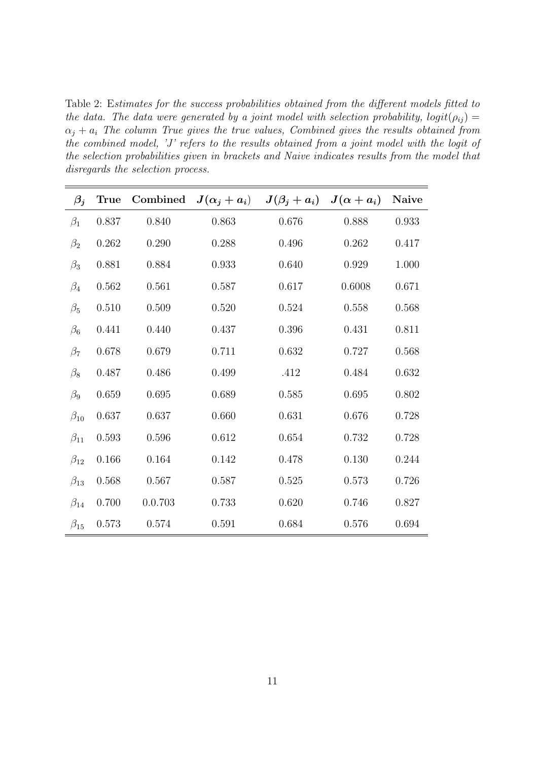Table 2: E*stimates for the success probabilities obtained from the different models fitted to the data. The data were generated by a joint model with selection probability, $logit(\rho_{ij}) = \alpha_j + a_i$ The column True gives the true values, Combined gives the results obtained from the combined model, 'J' refers to the results obtained from a joint model with the logit of the selection probabilities given in brackets and Naive indicates results from the model that disregards the selection process.*

| $\beta_j$ | True | Combined | $J(\alpha_j + a_i)$ | $J(\beta_j + a_i)$ | $J(\alpha + a_i)$ | Naive |
|---|---|---|---|---|---|---|
| $\beta_1$ | 0.837 | 0.840 | 0.863 | 0.676 | 0.888 | 0.933 |
| $\beta_2$ | 0.262 | 0.290 | 0.288 | 0.496 | 0.262 | 0.417 |
| $\beta_3$ | 0.881 | 0.884 | 0.933 | 0.640 | 0.929 | 1.000 |
| $\beta_4$ | 0.562 | 0.561 | 0.587 | 0.617 | 0.6008 | 0.671 |
| $\beta_5$ | 0.510 | 0.509 | 0.520 | 0.524 | 0.558 | 0.568 |
| $\beta_6$ | 0.441 | 0.440 | 0.437 | 0.396 | 0.431 | 0.811 |
| $\beta_7$ | 0.678 | 0.679 | 0.711 | 0.632 | 0.727 | 0.568 |
| $\beta_8$ | 0.487 | 0.486 | 0.499 | .412 | 0.484 | 0.632 |
| $\beta_9$ | 0.659 | 0.695 | 0.689 | 0.585 | 0.695 | 0.802 |
| $\beta_{10}$ | 0.637 | 0.637 | 0.660 | 0.631 | 0.676 | 0.728 |
| $\beta_{11}$ | 0.593 | 0.596 | 0.612 | 0.654 | 0.732 | 0.728 |
| $\beta_{12}$ | 0.166 | 0.164 | 0.142 | 0.478 | 0.130 | 0.244 |
| $\beta_{13}$ | 0.568 | 0.567 | 0.587 | 0.525 | 0.573 | 0.726 |
| $\beta_{14}$ | 0.700 | 0.0.703 | 0.733 | 0.620 | 0.746 | 0.827 |
| $\beta_{15}$ | 0.573 | 0.574 | 0.591 | 0.684 | 0.576 | 0.694 |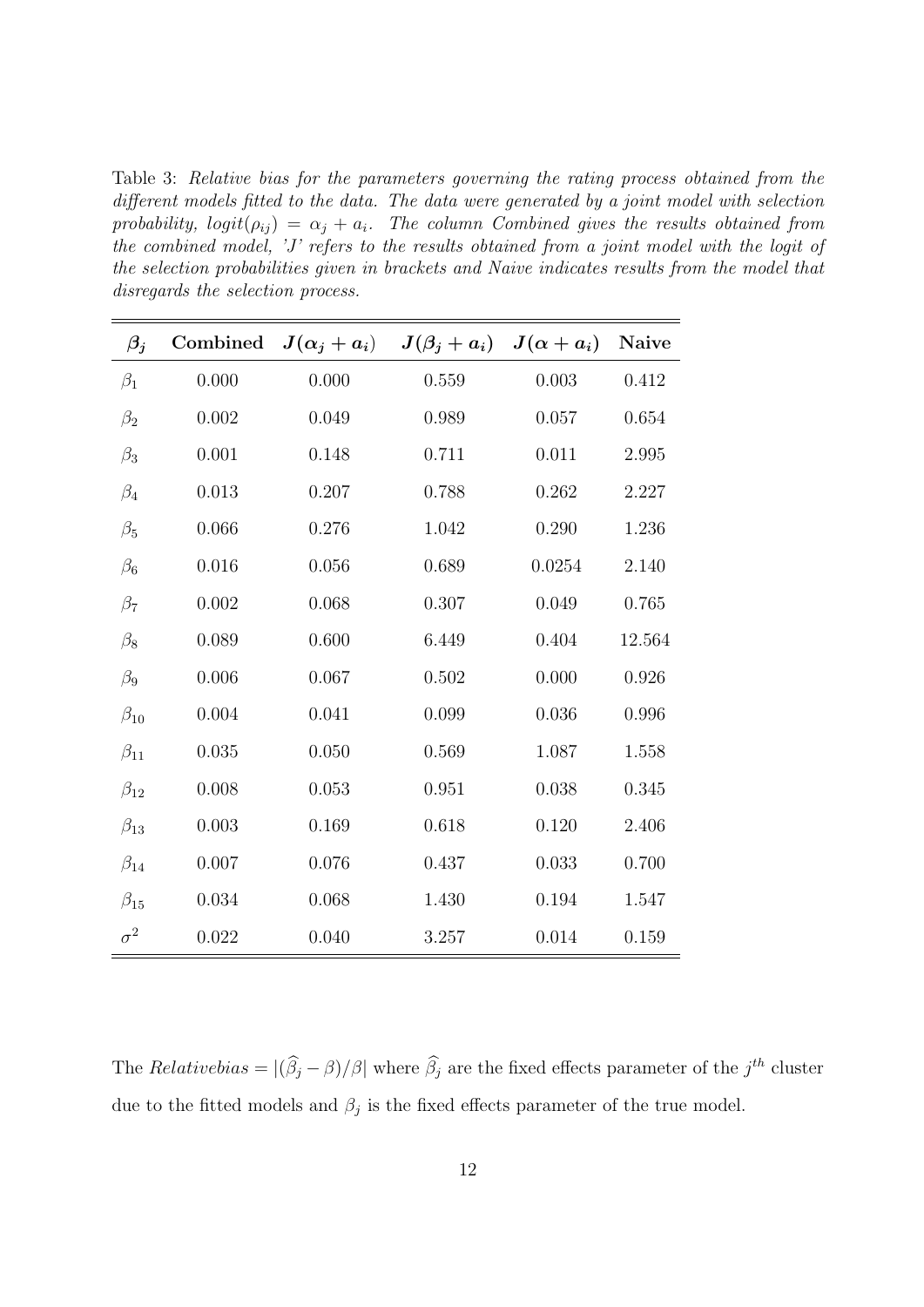Table 3: *Relative bias for the parameters governing the rating process obtained from the different models fitted to the data. The data were generated by a joint model with selection probability, $logit(\rho_{ij}) = \alpha_j + a_i$. The column Combined gives the results obtained from the combined model, 'J' refers to the results obtained from a joint model with the logit of the selection probabilities given in brackets and Naive indicates results from the model that disregards the selection process.*

| $\beta_j$ | Combined | $J(\alpha_j + a_i)$ | $J(\beta_j + a_i)$ | $J(\alpha + a_i)$ | Naive |
|---|---|---|---|---|---|
| $\beta_1$ | 0.000 | 0.000 | 0.559 | 0.003 | 0.412 |
| $\beta_2$ | 0.002 | 0.049 | 0.989 | 0.057 | 0.654 |
| $\beta_3$ | 0.001 | 0.148 | 0.711 | 0.011 | 2.995 |
| $\beta_4$ | 0.013 | 0.207 | 0.788 | 0.262 | 2.227 |
| $\beta_5$ | 0.066 | 0.276 | 1.042 | 0.290 | 1.236 |
| $\beta_6$ | 0.016 | 0.056 | 0.689 | 0.0254 | 2.140 |
| $\beta_7$ | 0.002 | 0.068 | 0.307 | 0.049 | 0.765 |
| $\beta_8$ | 0.089 | 0.600 | 6.449 | 0.404 | 12.564 |
| $\beta_9$ | 0.006 | 0.067 | 0.502 | 0.000 | 0.926 |
| $\beta_{10}$ | 0.004 | 0.041 | 0.099 | 0.036 | 0.996 |
| $\beta_{11}$ | 0.035 | 0.050 | 0.569 | 1.087 | 1.558 |
| $\beta_{12}$ | 0.008 | 0.053 | 0.951 | 0.038 | 0.345 |
| $\beta_{13}$ | 0.003 | 0.169 | 0.618 | 0.120 | 2.406 |
| $\beta_{14}$ | 0.007 | 0.076 | 0.437 | 0.033 | 0.700 |
| $\beta_{15}$ | 0.034 | 0.068 | 1.430 | 0.194 | 1.547 |
| $\sigma^2$ | 0.022 | 0.040 | 3.257 | 0.014 | 0.159 |

The $Relativebias = |(\widehat{\beta}_j - \beta)/\beta|$ where $\widehat{\beta}_j$ are the fixed effects parameter of the $j^{th}$ cluster due to the fitted models and $\beta_j$ is the fixed effects parameter of the true model.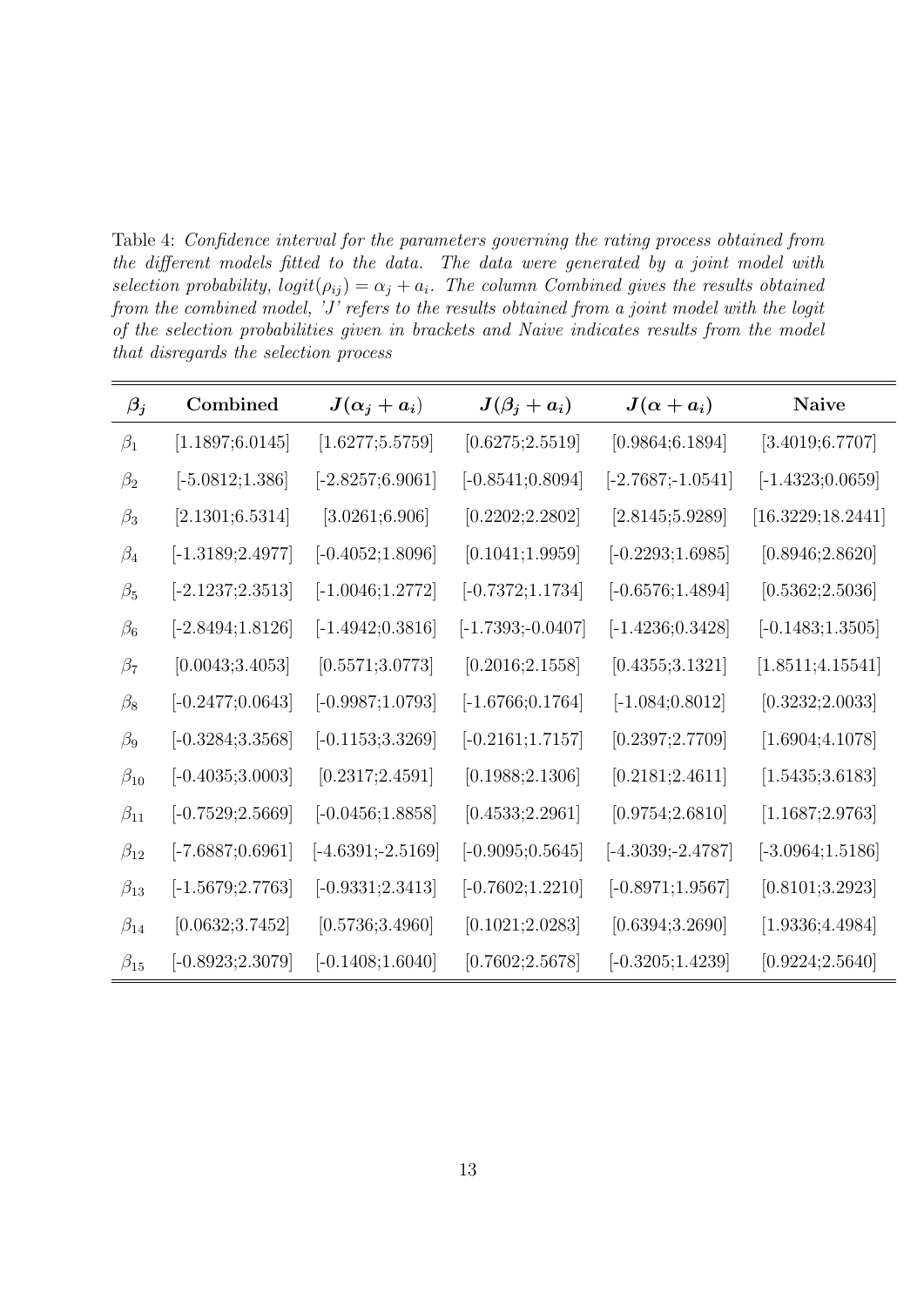Table 4: *Confidence interval for the parameters governing the rating process obtained from the different models fitted to the data. The data were generated by a joint model with selection probability, $logit(\rho_{ij}) = \alpha_j + a_i$. The column Combined gives the results obtained from the combined model, 'J' refers to the results obtained from a joint model with the logit of the selection probabilities given in brackets and Naive indicates results from the model that disregards the selection process*

| $\boldsymbol{\beta_j}$ | **Combined** | $\boldsymbol{J(\alpha_j + a_i)}$ | $\boldsymbol{J(\beta_j + a_i)}$ | $\boldsymbol{J(\alpha + a_i)}$ | **Naive** |
|---|---|---|---|---|---|
| $\beta_1$ | [1.1897;6.0145] | [1.6277;5.5759] | [0.6275;2.5519] | [0.9864;6.1894] | [3.4019;6.7707] |
| $\beta_2$ | [-5.0812;1.386] | [-2.8257;6.9061] | [-0.8541;0.8094] | [-2.7687;-1.0541] | [-1.4323;0.0659] |
| $\beta_3$ | [2.1301;6.5314] | [3.0261;6.906] | [0.2202;2.2802] | [2.8145;5.9289] | [16.3229;18.2441] |
| $\beta_4$ | [-1.3189;2.4977] | [-0.4052;1.8096] | [0.1041;1.9959] | [-0.2293;1.6985] | [0.8946;2.8620] |
| $\beta_5$ | [-2.1237;2.3513] | [-1.0046;1.2772] | [-0.7372;1.1734] | [-0.6576;1.4894] | [0.5362;2.5036] |
| $\beta_6$ | [-2.8494;1.8126] | [-1.4942;0.3816] | [-1.7393;-0.0407] | [-1.4236;0.3428] | [-0.1483;1.3505] |
| $\beta_7$ | [0.0043;3.4053] | [0.5571;3.0773] | [0.2016;2.1558] | [0.4355;3.1321] | [1.8511;4.15541] |
| $\beta_8$ | [-0.2477;0.0643] | [-0.9987;1.0793] | [-1.6766;0.1764] | [-1.084;0.8012] | [0.3232;2.0033] |
| $\beta_9$ | [-0.3284;3.3568] | [-0.1153;3.3269] | [-0.2161;1.7157] | [0.2397;2.7709] | [1.6904;4.1078] |
| $\beta_{10}$ | [-0.4035;3.0003] | [0.2317;2.4591] | [0.1988;2.1306] | [0.2181;2.4611] | [1.5435;3.6183] |
| $\beta_{11}$ | [-0.7529;2.5669] | [-0.0456;1.8858] | [0.4533;2.2961] | [0.9754;2.6810] | [1.1687;2.9763] |
| $\beta_{12}$ | [-7.6887;0.6961] | [-4.6391;-2.5169] | [-0.9095;0.5645] | [-4.3039;-2.4787] | [-3.0964;1.5186] |
| $\beta_{13}$ | [-1.5679;2.7763] | [-0.9331;2.3413] | [-0.7602;1.2210] | [-0.8971;1.9567] | [0.8101;3.2923] |
| $\beta_{14}$ | [0.0632;3.7452] | [0.5736;3.4960] | [0.1021;2.0283] | [0.6394;3.2690] | [1.9336;4.4984] |
| $\beta_{15}$ | [-0.8923;2.3079] | [-0.1408;1.6040] | [0.7602;2.5678] | [-0.3205;1.4239] | [0.9224;2.5640] |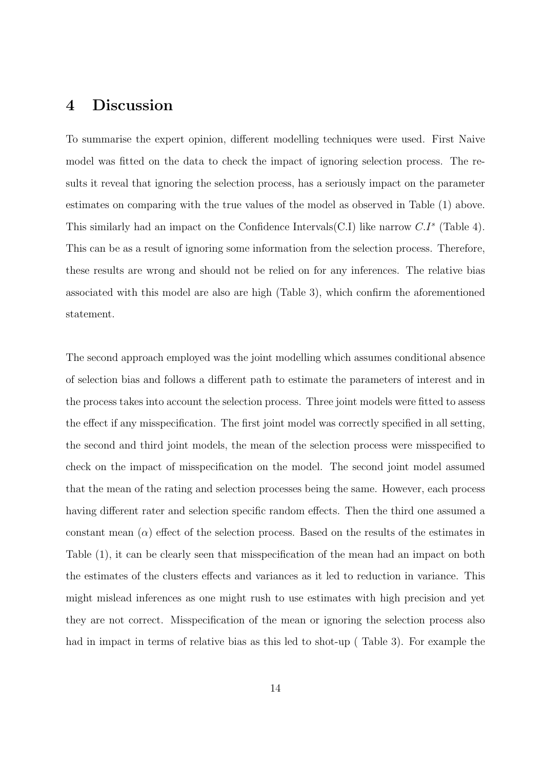# 4 Discussion

To summarise the expert opinion, different modelling techniques were used. First Naive model was fitted on the data to check the impact of ignoring selection process. The results it reveal that ignoring the selection process, has a seriously impact on the parameter estimates on comparing with the true values of the model as observed in Table (1) above. This similarly had an impact on the Confidence Intervals(C.I) like narrow $C.I^s$ (Table 4). This can be as a result of ignoring some information from the selection process. Therefore, these results are wrong and should not be relied on for any inferences. The relative bias associated with this model are also are high (Table 3), which confirm the aforementioned statement.

The second approach employed was the joint modelling which assumes conditional absence of selection bias and follows a different path to estimate the parameters of interest and in the process takes into account the selection process. Three joint models were fitted to assess the effect if any misspecification. The first joint model was correctly specified in all setting, the second and third joint models, the mean of the selection process were misspecified to check on the impact of misspecification on the model. The second joint model assumed that the mean of the rating and selection processes being the same. However, each process having different rater and selection specific random effects. Then the third one assumed a constant mean ($\alpha$) effect of the selection process. Based on the results of the estimates in Table (1), it can be clearly seen that misspecification of the mean had an impact on both the estimates of the clusters effects and variances as it led to reduction in variance. This might mislead inferences as one might rush to use estimates with high precision and yet they are not correct. Misspecification of the mean or ignoring the selection process also had in impact in terms of relative bias as this led to shot-up ( Table 3). For example the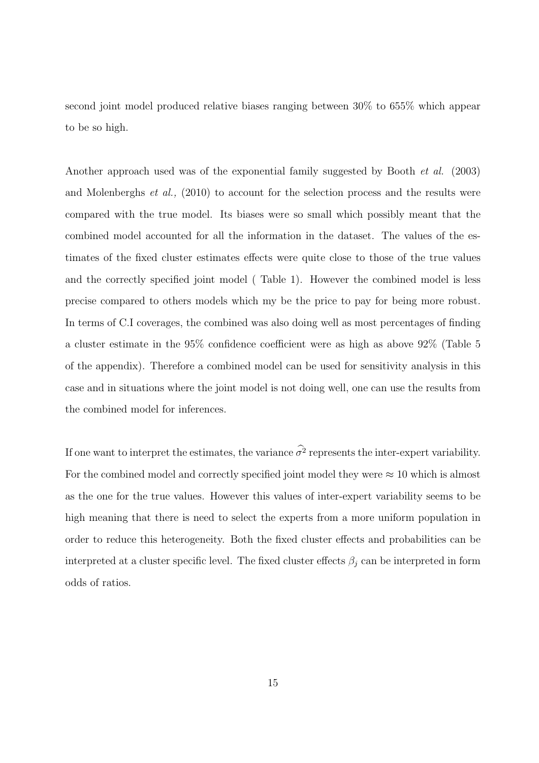second joint model produced relative biases ranging between 30% to 655% which appear to be so high.

Another approach used was of the exponential family suggested by Booth *et al.* (2003) and Molenberghs *et al.,* (2010) to account for the selection process and the results were compared with the true model. Its biases were so small which possibly meant that the combined model accounted for all the information in the dataset. The values of the estimates of the fixed cluster estimates effects were quite close to those of the true values and the correctly specified joint model ( Table 1). However the combined model is less precise compared to others models which my be the price to pay for being more robust. In terms of C.I coverages, the combined was also doing well as most percentages of finding a cluster estimate in the 95% confidence coefficient were as high as above 92% (Table 5 of the appendix). Therefore a combined model can be used for sensitivity analysis in this case and in situations where the joint model is not doing well, one can use the results from the combined model for inferences.

If one want to interpret the estimates, the variance $\widehat{\sigma^2}$ represents the inter-expert variability. For the combined model and correctly specified joint model they were $\approx 10$ which is almost as the one for the true values. However this values of inter-expert variability seems to be high meaning that there is need to select the experts from a more uniform population in order to reduce this heterogeneity. Both the fixed cluster effects and probabilities can be interpreted at a cluster specific level. The fixed cluster effects $\beta_j$ can be interpreted in form odds of ratios.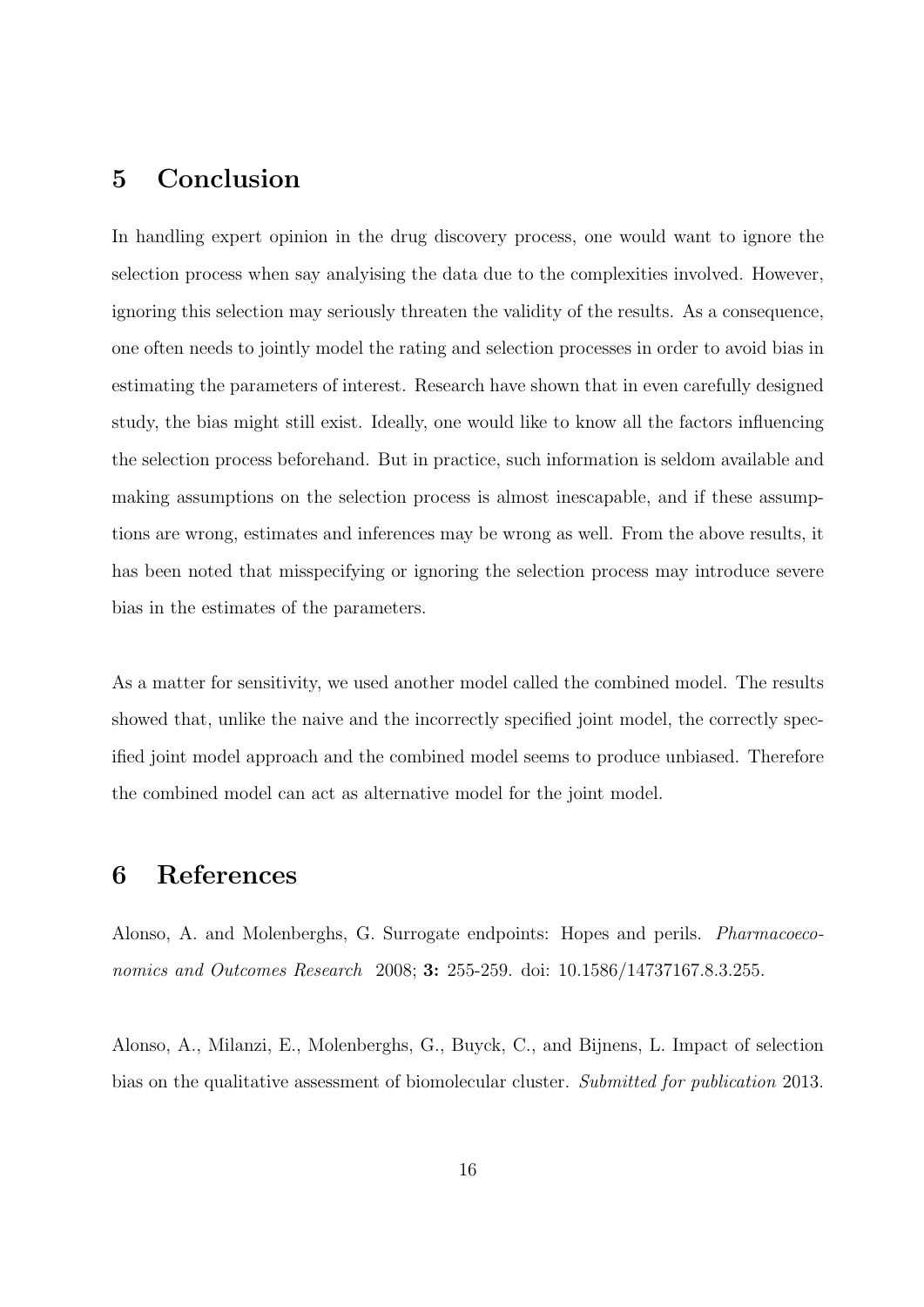# 5 Conclusion

In handling expert opinion in the drug discovery process, one would want to ignore the selection process when say analyising the data due to the complexities involved. However, ignoring this selection may seriously threaten the validity of the results. As a consequence, one often needs to jointly model the rating and selection processes in order to avoid bias in estimating the parameters of interest. Research have shown that in even carefully designed study, the bias might still exist. Ideally, one would like to know all the factors influencing the selection process beforehand. But in practice, such information is seldom available and making assumptions on the selection process is almost inescapable, and if these assumptions are wrong, estimates and inferences may be wrong as well. From the above results, it has been noted that misspecifying or ignoring the selection process may introduce severe bias in the estimates of the parameters.

As a matter for sensitivity, we used another model called the combined model. The results showed that, unlike the naive and the incorrectly specified joint model, the correctly specified joint model approach and the combined model seems to produce unbiased. Therefore the combined model can act as alternative model for the joint model.

# 6 References

Alonso, A. and Molenberghs, G. Surrogate endpoints: Hopes and perils. *Pharmacoeconomics and Outcomes Research* 2008; **3:** 255-259. doi: 10.1586/14737167.8.3.255.

Alonso, A., Milanzi, E., Molenberghs, G., Buyck, C., and Bijnens, L. Impact of selection bias on the qualitative assessment of biomolecular cluster. *Submitted for publication* 2013.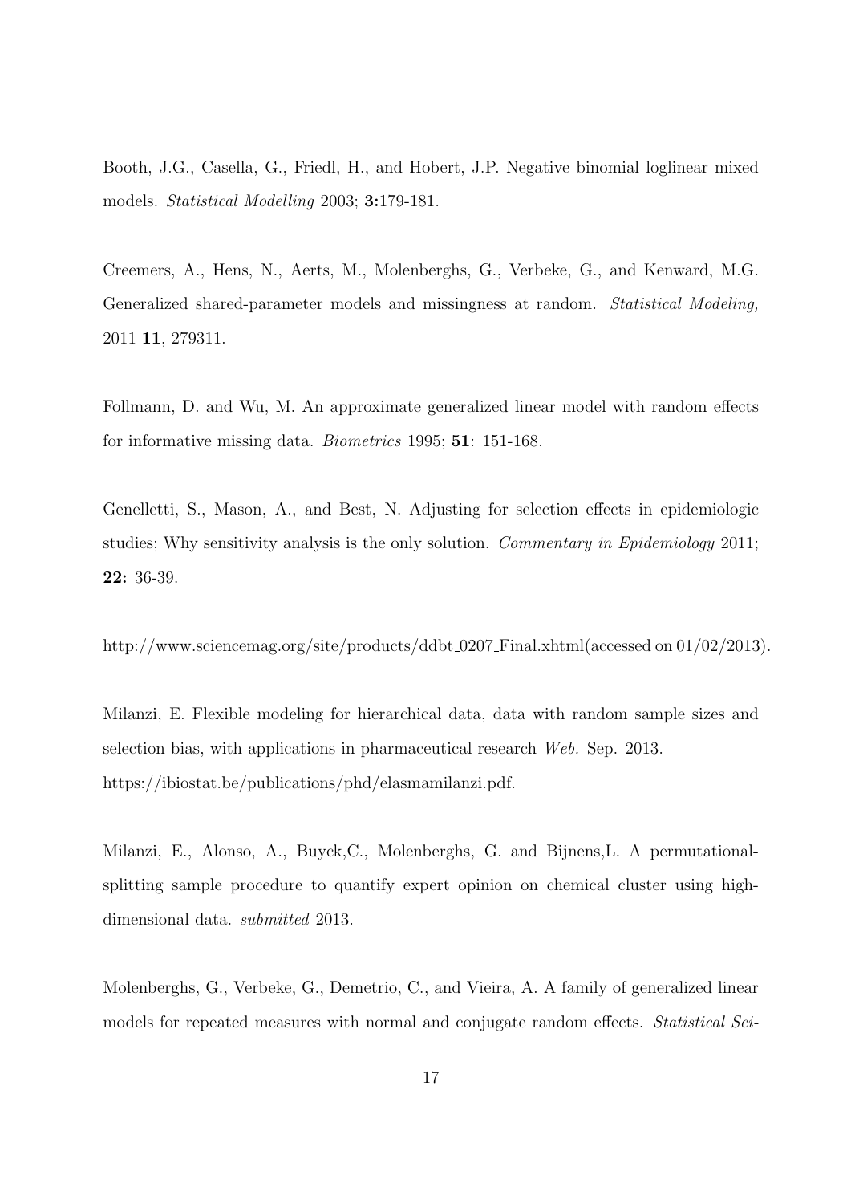Booth, J.G., Casella, G., Friedl, H., and Hobert, J.P. Negative binomial loglinear mixed models. *Statistical Modelling* 2003; **3:**179-181.

Creemers, A., Hens, N., Aerts, M., Molenberghs, G., Verbeke, G., and Kenward, M.G. Generalized shared-parameter models and missingness at random. *Statistical Modeling,* 2011 **11**, 279311.

Follmann, D. and Wu, M. An approximate generalized linear model with random effects for informative missing data. *Biometrics* 1995; **51**: 151-168.

Genelletti, S., Mason, A., and Best, N. Adjusting for selection effects in epidemiologic studies; Why sensitivity analysis is the only solution. *Commentary in Epidemiology* 2011; **22:** 36-39.

http://www.sciencemag.org/site/products/ddbt_0207_Final.xhtml(accessed on 01/02/2013).

Milanzi, E. Flexible modeling for hierarchical data, data with random sample sizes and selection bias, with applications in pharmaceutical research *Web.* Sep. 2013. https://ibiostat.be/publications/phd/elasmamilanzi.pdf.

Milanzi, E., Alonso, A., Buyck,C., Molenberghs, G. and Bijnens,L. A permutational-splitting sample procedure to quantify expert opinion on chemical cluster using high-dimensional data. *submitted* 2013.

Molenberghs, G., Verbeke, G., Demetrio, C., and Vieira, A. A family of generalized linear models for repeated measures with normal and conjugate random effects. *Statistical Sci-*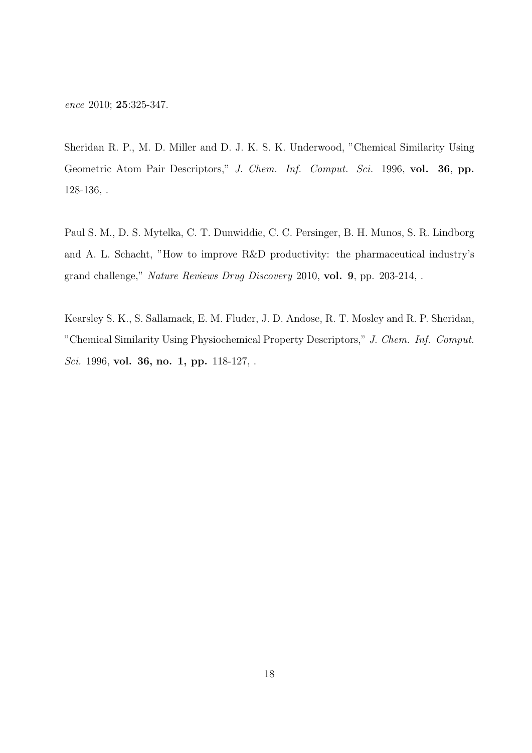*ence* 2010; **25**:325-347.

Sheridan R. P., M. D. Miller and D. J. K. S. K. Underwood, "Chemical Similarity Using Geometric Atom Pair Descriptors," *J. Chem. Inf. Comput. Sci.* 1996, **vol. 36**, **pp.** 128-136, .

Paul S. M., D. S. Mytelka, C. T. Dunwiddie, C. C. Persinger, B. H. Munos, S. R. Lindborg and A. L. Schacht, "How to improve R&D productivity: the pharmaceutical industry's grand challenge," *Nature Reviews Drug Discovery* 2010, **vol. 9**, pp. 203-214, .

Kearsley S. K., S. Sallamack, E. M. Fluder, J. D. Andose, R. T. Mosley and R. P. Sheridan, "Chemical Similarity Using Physiochemical Property Descriptors," *J. Chem. Inf. Comput. Sci.* 1996, **vol. 36, no. 1, pp.** 118-127, .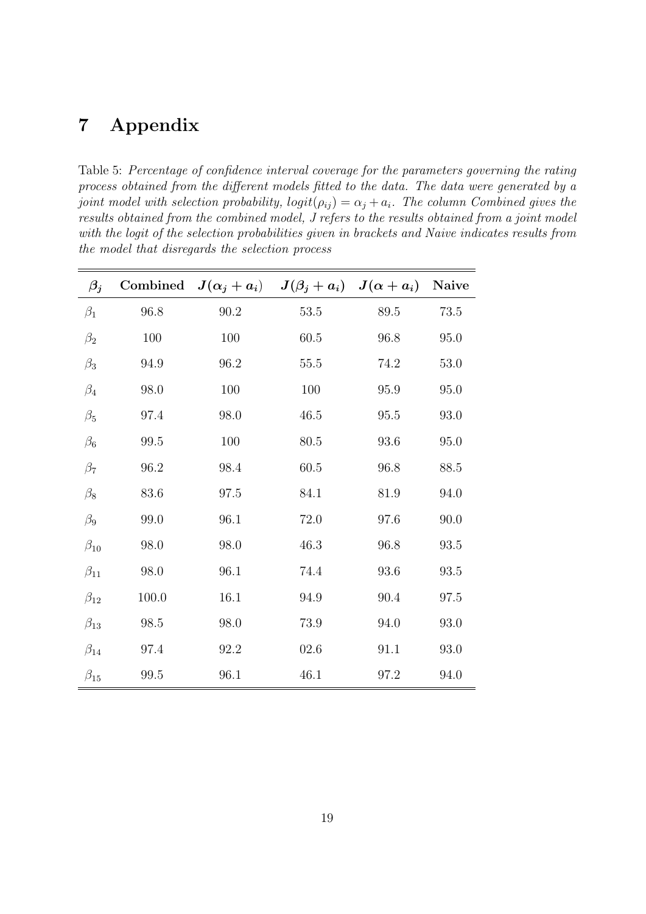# 7 Appendix

Table 5: *Percentage of confidence interval coverage for the parameters governing the rating process obtained from the different models fitted to the data. The data were generated by a joint model with selection probability, $logit(\rho_{ij}) = \alpha_j + a_i$. The column Combined gives the results obtained from the combined model, J refers to the results obtained from a joint model with the logit of the selection probabilities given in brackets and Naive indicates results from the model that disregards the selection process*

| $\beta_j$ | Combined | $J(\alpha_j + a_i)$ | $J(\beta_j + a_i)$ | $J(\alpha + a_i)$ | Naive |
|---|---|---|---|---|---|
| $\beta_1$ | 96.8 | 90.2 | 53.5 | 89.5 | 73.5 |
| $\beta_2$ | 100 | 100 | 60.5 | 96.8 | 95.0 |
| $\beta_3$ | 94.9 | 96.2 | 55.5 | 74.2 | 53.0 |
| $\beta_4$ | 98.0 | 100 | 100 | 95.9 | 95.0 |
| $\beta_5$ | 97.4 | 98.0 | 46.5 | 95.5 | 93.0 |
| $\beta_6$ | 99.5 | 100 | 80.5 | 93.6 | 95.0 |
| $\beta_7$ | 96.2 | 98.4 | 60.5 | 96.8 | 88.5 |
| $\beta_8$ | 83.6 | 97.5 | 84.1 | 81.9 | 94.0 |
| $\beta_9$ | 99.0 | 96.1 | 72.0 | 97.6 | 90.0 |
| $\beta_{10}$ | 98.0 | 98.0 | 46.3 | 96.8 | 93.5 |
| $\beta_{11}$ | 98.0 | 96.1 | 74.4 | 93.6 | 93.5 |
| $\beta_{12}$ | 100.0 | 16.1 | 94.9 | 90.4 | 97.5 |
| $\beta_{13}$ | 98.5 | 98.0 | 73.9 | 94.0 | 93.0 |
| $\beta_{14}$ | 97.4 | 92.2 | 02.6 | 91.1 | 93.0 |
| $\beta_{15}$ | 99.5 | 96.1 | 46.1 | 97.2 | 94.0 |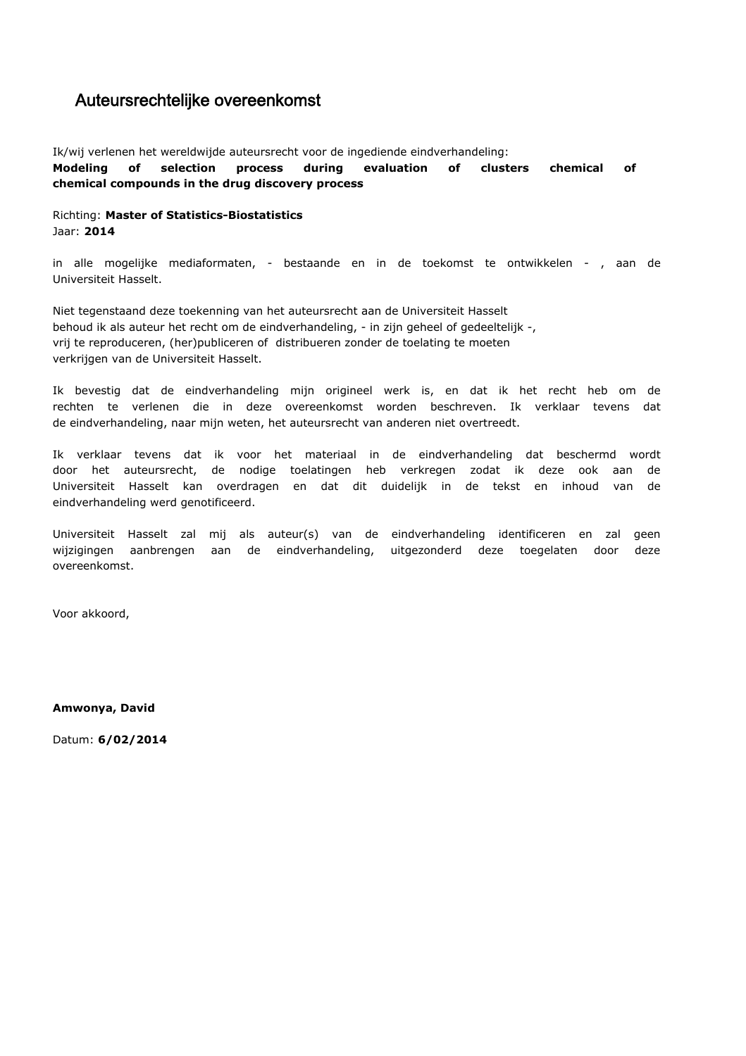# Auteursrechtelijke overeenkomst

Ik/wij verlenen het wereldwijde auteursrecht voor de ingediende eindverhandeling:
**Modeling of selection process during evaluation of clusters chemical of chemical compounds in the drug discovery process**

Richting: **Master of Statistics-Biostatistics**
Jaar: **2014**

in alle mogelijke mediaformaten, - bestaande en in de toekomst te ontwikkelen - , aan de Universiteit Hasselt.

Niet tegenstaand deze toekenning van het auteursrecht aan de Universiteit Hasselt behoud ik als auteur het recht om de eindverhandeling, - in zijn geheel of gedeeltelijk -, vrij te reproduceren, (her)publiceren of distribueren zonder de toelating te moeten verkrijgen van de Universiteit Hasselt.

Ik bevestig dat de eindverhandeling mijn origineel werk is, en dat ik het recht heb om de rechten te verlenen die in deze overeenkomst worden beschreven. Ik verklaar tevens dat de eindverhandeling, naar mijn weten, het auteursrecht van anderen niet overtreedt.

Ik verklaar tevens dat ik voor het materiaal in de eindverhandeling dat beschermd wordt door het auteursrecht, de nodige toelatingen heb verkregen zodat ik deze ook aan de Universiteit Hasselt kan overdragen en dat dit duidelijk in de tekst en inhoud van de eindverhandeling werd genotificeerd.

Universiteit Hasselt zal mij als auteur(s) van de eindverhandeling identificeren en zal geen wijzigingen aanbrengen aan de eindverhandeling, uitgezonderd deze toegelaten door deze overeenkomst.

Voor akkoord,

**Amwonya, David**

Datum: **6/02/2014**